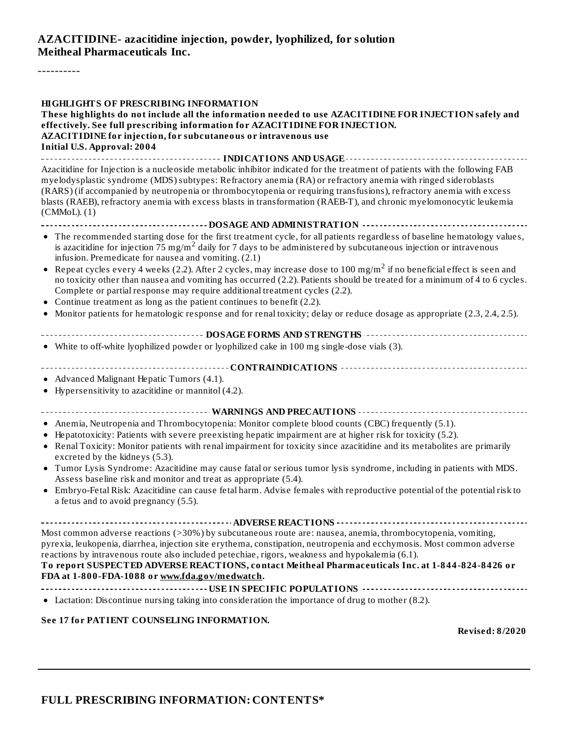**AZACITIDINE- azacitidine injection, powder, lyophilized, for solution**
**Meitheal Pharmaceuticals Inc.**

----------

**HIGHLIGHTS OF PRESCRIBING INFORMATION**
**These highlights do not include all the information needed to use AZACITIDINE FOR INJECTION safely and effectively. See full prescribing information for AZACITIDINE FOR INJECTION.**
**AZACITIDINE for injection, for subcutaneous or intravenous use**
**Initial U.S. Approval: 2004**

**INDICATIONS AND USAGE**

Azacitidine for Injection is a nucleoside metabolic inhibitor indicated for the treatment of patients with the following FAB myelodysplastic syndrome (MDS) subtypes: Refractory anemia (RA) or refractory anemia with ringed sideroblasts (RARS) (if accompanied by neutropenia or thrombocytopenia or requiring transfusions), refractory anemia with excess blasts (RAEB), refractory anemia with excess blasts in transformation (RAEB-T), and chronic myelomonocytic leukemia (CMMoL). (1)

**DOSAGE AND ADMINISTRATION**

- The recommended starting dose for the first treatment cycle, for all patients regardless of baseline hematology values, is azacitidine for injection 75 mg/$m^2$ daily for 7 days to be administered by subcutaneous injection or intravenous infusion. Premedicate for nausea and vomiting. (2.1)
- Repeat cycles every 4 weeks (2.2). After 2 cycles, may increase dose to 100 mg/$m^2$ if no beneficial effect is seen and no toxicity other than nausea and vomiting has occurred (2.2). Patients should be treated for a minimum of 4 to 6 cycles. Complete or partial response may require additional treatment cycles (2.2).
- Continue treatment as long as the patient continues to benefit (2.2).
- Monitor patients for hematologic response and for renal toxicity; delay or reduce dosage as appropriate (2.3, 2.4, 2.5).

**DOSAGE FORMS AND STRENGTHS**

- White to off-white lyophilized powder or lyophilized cake in 100 mg single-dose vials (3).

**CONTRAINDICATIONS**

- Advanced Malignant Hepatic Tumors (4.1).
- Hypersensitivity to azacitidine or mannitol (4.2).

**WARNINGS AND PRECAUTIONS**

- Anemia, Neutropenia and Thrombocytopenia: Monitor complete blood counts (CBC) frequently (5.1).
- Hepatotoxicity: Patients with severe preexisting hepatic impairment are at higher risk for toxicity (5.2).
- Renal Toxicity: Monitor patients with renal impairment for toxicity since azacitidine and its metabolites are primarily excreted by the kidneys (5.3).
- Tumor Lysis Syndrome: Azacitidine may cause fatal or serious tumor lysis syndrome, including in patients with MDS. Assess baseline risk and monitor and treat as appropriate (5.4).
- Embryo-Fetal Risk: Azacitidine can cause fetal harm. Advise females with reproductive potential of the potential risk to a fetus and to avoid pregnancy (5.5).

**ADVERSE REACTIONS**

Most common adverse reactions (>30%) by subcutaneous route are: nausea, anemia, thrombocytopenia, vomiting, pyrexia, leukopenia, diarrhea, injection site erythema, constipation, neutropenia and ecchymosis. Most common adverse reactions by intravenous route also included petechiae, rigors, weakness and hypokalemia (6.1).

**To report SUSPECTED ADVERSE REACTIONS, contact Meitheal Pharmaceuticals Inc. at 1-844-824-8426 or FDA at 1-800-FDA-1088 or www.fda.gov/medwatch.**

**USE IN SPECIFIC POPULATIONS**

- Lactation: Discontinue nursing taking into consideration the importance of drug to mother (8.2).

**See 17 for PATIENT COUNSELING INFORMATION.**

**Revised: 8/2020**

## FULL PRESCRIBING INFORMATION: CONTENTS*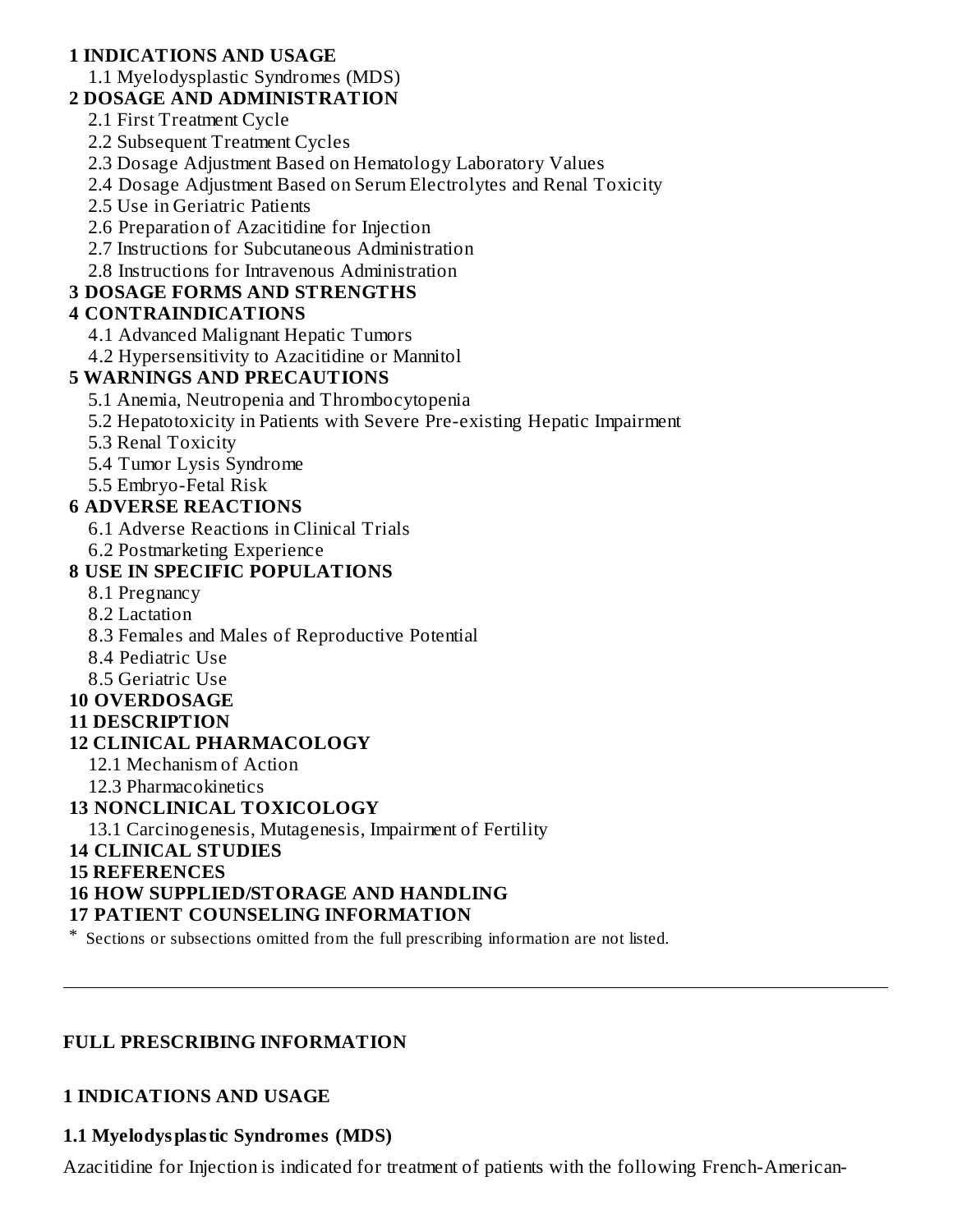**1 INDICATIONS AND USAGE**

1.1 Myelodysplastic Syndromes (MDS)

**2 DOSAGE AND ADMINISTRATION**

2.1 First Treatment Cycle

2.2 Subsequent Treatment Cycles

2.3 Dosage Adjustment Based on Hematology Laboratory Values

2.4 Dosage Adjustment Based on Serum Electrolytes and Renal Toxicity

2.5 Use in Geriatric Patients

2.6 Preparation of Azacitidine for Injection

2.7 Instructions for Subcutaneous Administration

2.8 Instructions for Intravenous Administration

**3 DOSAGE FORMS AND STRENGTHS**

**4 CONTRAINDICATIONS**

4.1 Advanced Malignant Hepatic Tumors

4.2 Hypersensitivity to Azacitidine or Mannitol

**5 WARNINGS AND PRECAUTIONS**

5.1 Anemia, Neutropenia and Thrombocytopenia

5.2 Hepatotoxicity in Patients with Severe Pre-existing Hepatic Impairment

5.3 Renal Toxicity

5.4 Tumor Lysis Syndrome

5.5 Embryo-Fetal Risk

**6 ADVERSE REACTIONS**

6.1 Adverse Reactions in Clinical Trials

6.2 Postmarketing Experience

**8 USE IN SPECIFIC POPULATIONS**

8.1 Pregnancy

8.2 Lactation

8.3 Females and Males of Reproductive Potential

8.4 Pediatric Use

8.5 Geriatric Use

**10 OVERDOSAGE**

**11 DESCRIPTION**

**12 CLINICAL PHARMACOLOGY**

12.1 Mechanism of Action

12.3 Pharmacokinetics

**13 NONCLINICAL TOXICOLOGY**

13.1 Carcinogenesis, Mutagenesis, Impairment of Fertility

**14 CLINICAL STUDIES**

**15 REFERENCES**

**16 HOW SUPPLIED/STORAGE AND HANDLING**

**17 PATIENT COUNSELING INFORMATION**

* Sections or subsections omitted from the full prescribing information are not listed.

---

# FULL PRESCRIBING INFORMATION

## 1 INDICATIONS AND USAGE

### 1.1 Myelodysplastic Syndromes (MDS)

Azacitidine for Injection is indicated for treatment of patients with the following French-American-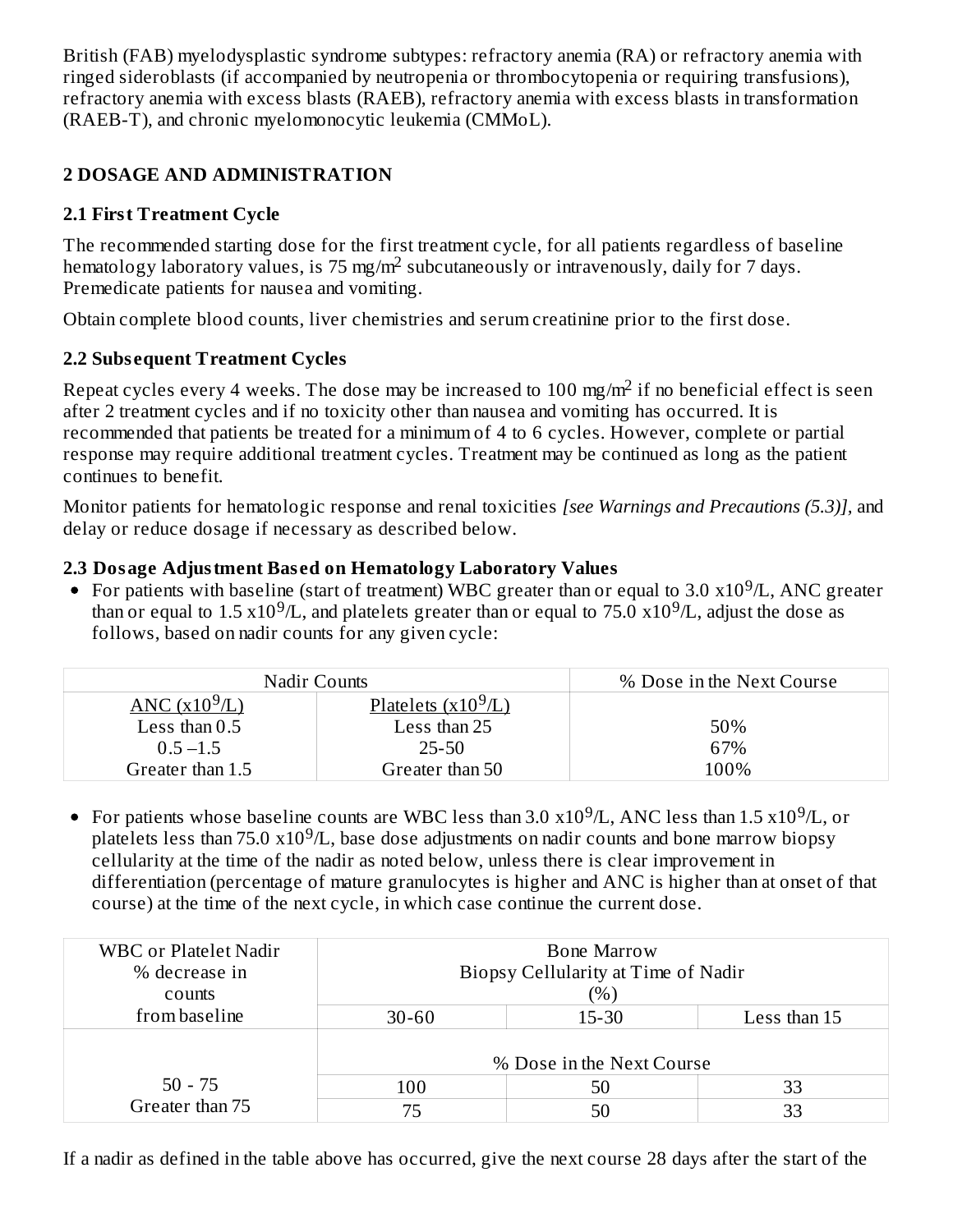British (FAB) myelodysplastic syndrome subtypes: refractory anemia (RA) or refractory anemia with ringed sideroblasts (if accompanied by neutropenia or thrombocytopenia or requiring transfusions), refractory anemia with excess blasts (RAEB), refractory anemia with excess blasts in transformation (RAEB-T), and chronic myelomonocytic leukemia (CMMoL).

## 2 DOSAGE AND ADMINISTRATION

### 2.1 First Treatment Cycle

The recommended starting dose for the first treatment cycle, for all patients regardless of baseline hematology laboratory values, is 75 mg/m$^2$ subcutaneously or intravenously, daily for 7 days. Premedicate patients for nausea and vomiting.

Obtain complete blood counts, liver chemistries and serum creatinine prior to the first dose.

### 2.2 Subsequent Treatment Cycles

Repeat cycles every 4 weeks. The dose may be increased to 100 mg/m$^2$ if no beneficial effect is seen after 2 treatment cycles and if no toxicity other than nausea and vomiting has occurred. It is recommended that patients be treated for a minimum of 4 to 6 cycles. However, complete or partial response may require additional treatment cycles. Treatment may be continued as long as the patient continues to benefit.

Monitor patients for hematologic response and renal toxicities *[see Warnings and Precautions (5.3)]*, and delay or reduce dosage if necessary as described below.

### 2.3 Dosage Adjustment Based on Hematology Laboratory Values

- For patients with baseline (start of treatment) WBC greater than or equal to 3.0 x10$^9$/L, ANC greater than or equal to 1.5 x10$^9$/L, and platelets greater than or equal to 75.0 x10$^9$/L, adjust the dose as follows, based on nadir counts for any given cycle:

| Nadir Counts | | % Dose in the Next Course |
|---|---|---|
| ANC (x10$^9$/L) | Platelets (x10$^9$/L) | |
| Less than 0.5 | Less than 25 | 50% |
| 0.5 –1.5 | 25-50 | 67% |
| Greater than 1.5 | Greater than 50 | 100% |

- For patients whose baseline counts are WBC less than 3.0 x10$^9$/L, ANC less than 1.5 x10$^9$/L, or platelets less than 75.0 x10$^9$/L, base dose adjustments on nadir counts and bone marrow biopsy cellularity at the time of the nadir as noted below, unless there is clear improvement in differentiation (percentage of mature granulocytes is higher and ANC is higher than at onset of that course) at the time of the next cycle, in which case continue the current dose.

| WBC or Platelet Nadir % decrease in counts from baseline | Bone Marrow Biopsy Cellularity at Time of Nadir (%) | | |
|---|---|---|---|
| | 30-60 | 15-30 | Less than 15 |
| | % Dose in the Next Course | | |
| 50 - 75 | 100 | 50 | 33 |
| Greater than 75 | 75 | 50 | 33 |

If a nadir as defined in the table above has occurred, give the next course 28 days after the start of the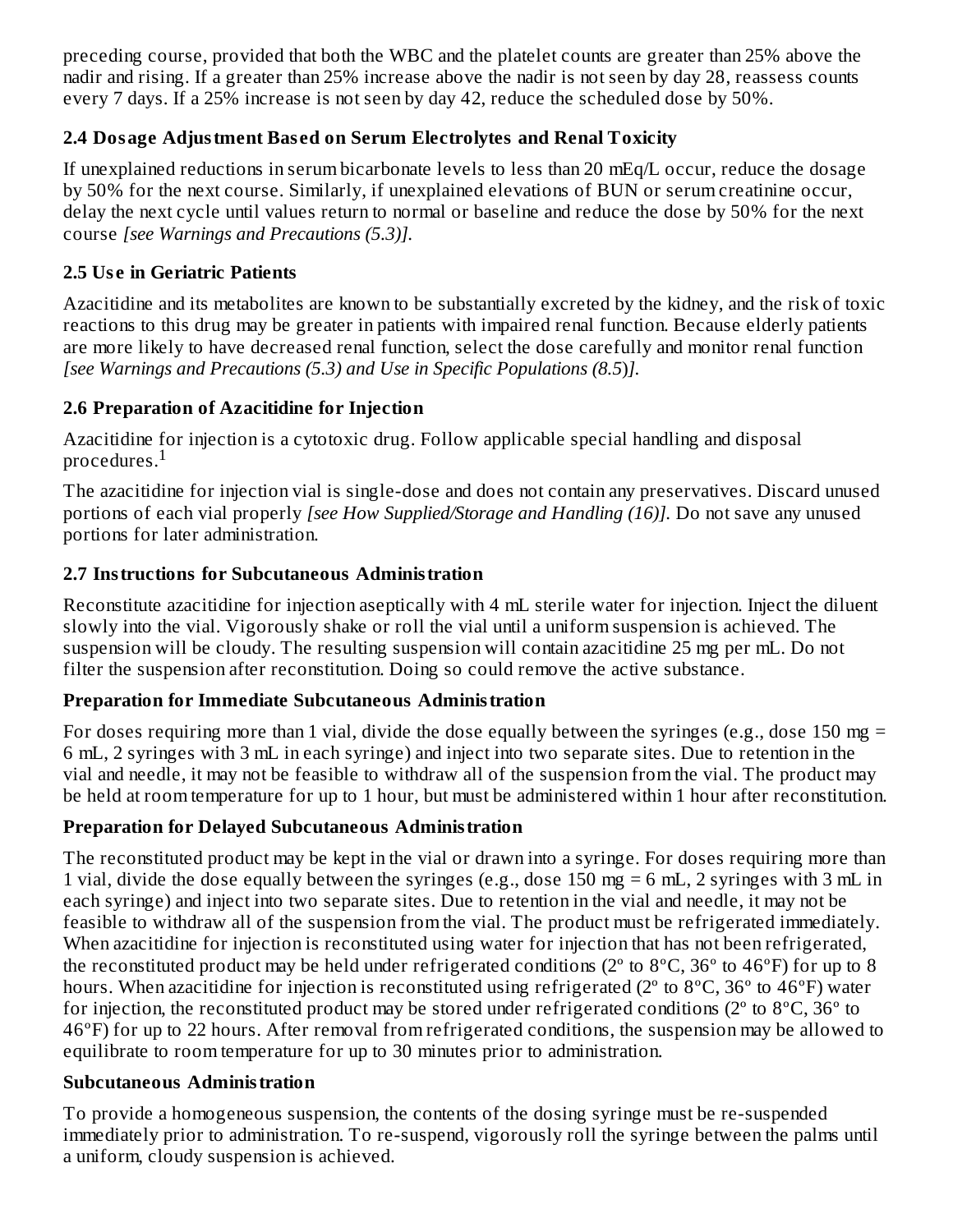preceding course, provided that both the WBC and the platelet counts are greater than 25% above the nadir and rising. If a greater than 25% increase above the nadir is not seen by day 28, reassess counts every 7 days. If a 25% increase is not seen by day 42, reduce the scheduled dose by 50%.

### 2.4 Dosage Adjustment Based on Serum Electrolytes and Renal Toxicity

If unexplained reductions in serum bicarbonate levels to less than 20 mEq/L occur, reduce the dosage by 50% for the next course. Similarly, if unexplained elevations of BUN or serum creatinine occur, delay the next cycle until values return to normal or baseline and reduce the dose by 50% for the next course *[see Warnings and Precautions (5.3)]*.

### 2.5 Use in Geriatric Patients

Azacitidine and its metabolites are known to be substantially excreted by the kidney, and the risk of toxic reactions to this drug may be greater in patients with impaired renal function. Because elderly patients are more likely to have decreased renal function, select the dose carefully and monitor renal function *[see Warnings and Precautions (5.3) and Use in Specific Populations (8.5)]*.

### 2.6 Preparation of Azacitidine for Injection

Azacitidine for injection is a cytotoxic drug. Follow applicable special handling and disposal procedures.[1]

The azacitidine for injection vial is single-dose and does not contain any preservatives. Discard unused portions of each vial properly *[see How Supplied/Storage and Handling (16)]*. Do not save any unused portions for later administration.

### 2.7 Instructions for Subcutaneous Administration

Reconstitute azacitidine for injection aseptically with 4 mL sterile water for injection. Inject the diluent slowly into the vial. Vigorously shake or roll the vial until a uniform suspension is achieved. The suspension will be cloudy. The resulting suspension will contain azacitidine 25 mg per mL. Do not filter the suspension after reconstitution. Doing so could remove the active substance.

**Preparation for Immediate Subcutaneous Administration**

For doses requiring more than 1 vial, divide the dose equally between the syringes (e.g., dose 150 mg = 6 mL, 2 syringes with 3 mL in each syringe) and inject into two separate sites. Due to retention in the vial and needle, it may not be feasible to withdraw all of the suspension from the vial. The product may be held at room temperature for up to 1 hour, but must be administered within 1 hour after reconstitution.

**Preparation for Delayed Subcutaneous Administration**

The reconstituted product may be kept in the vial or drawn into a syringe. For doses requiring more than 1 vial, divide the dose equally between the syringes (e.g., dose 150 mg = 6 mL, 2 syringes with 3 mL in each syringe) and inject into two separate sites. Due to retention in the vial and needle, it may not be feasible to withdraw all of the suspension from the vial. The product must be refrigerated immediately. When azacitidine for injection is reconstituted using water for injection that has not been refrigerated, the reconstituted product may be held under refrigerated conditions (2º to 8ºC, 36º to 46ºF) for up to 8 hours. When azacitidine for injection is reconstituted using refrigerated (2º to 8ºC, 36º to 46ºF) water for injection, the reconstituted product may be stored under refrigerated conditions (2º to 8ºC, 36º to 46ºF) for up to 22 hours. After removal from refrigerated conditions, the suspension may be allowed to equilibrate to room temperature for up to 30 minutes prior to administration.

**Subcutaneous Administration**

To provide a homogeneous suspension, the contents of the dosing syringe must be re-suspended immediately prior to administration. To re-suspend, vigorously roll the syringe between the palms until a uniform, cloudy suspension is achieved.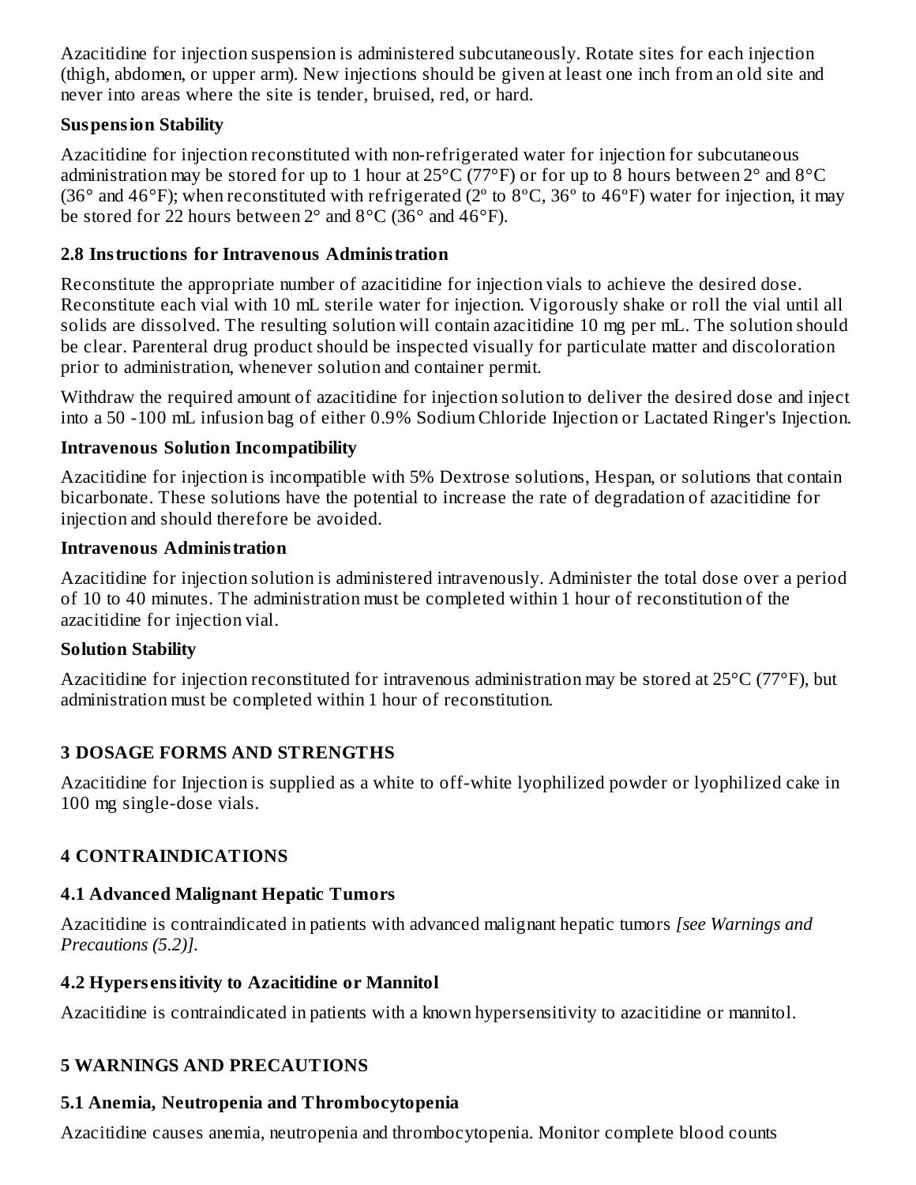Azacitidine for injection suspension is administered subcutaneously. Rotate sites for each injection (thigh, abdomen, or upper arm). New injections should be given at least one inch from an old site and never into areas where the site is tender, bruised, red, or hard.

**Suspension Stability**

Azacitidine for injection reconstituted with non-refrigerated water for injection for subcutaneous administration may be stored for up to 1 hour at 25°C (77°F) or for up to 8 hours between 2° and 8°C (36° and 46°F); when reconstituted with refrigerated (2º to 8ºC, 36º to 46ºF) water for injection, it may be stored for 22 hours between 2° and 8°C (36° and 46°F).

### 2.8 Instructions for Intravenous Administration

Reconstitute the appropriate number of azacitidine for injection vials to achieve the desired dose. Reconstitute each vial with 10 mL sterile water for injection. Vigorously shake or roll the vial until all solids are dissolved. The resulting solution will contain azacitidine 10 mg per mL. The solution should be clear. Parenteral drug product should be inspected visually for particulate matter and discoloration prior to administration, whenever solution and container permit.

Withdraw the required amount of azacitidine for injection solution to deliver the desired dose and inject into a 50 -100 mL infusion bag of either 0.9% Sodium Chloride Injection or Lactated Ringer's Injection.

**Intravenous Solution Incompatibility**

Azacitidine for injection is incompatible with 5% Dextrose solutions, Hespan, or solutions that contain bicarbonate. These solutions have the potential to increase the rate of degradation of azacitidine for injection and should therefore be avoided.

**Intravenous Administration**

Azacitidine for injection solution is administered intravenously. Administer the total dose over a period of 10 to 40 minutes. The administration must be completed within 1 hour of reconstitution of the azacitidine for injection vial.

**Solution Stability**

Azacitidine for injection reconstituted for intravenous administration may be stored at 25°C (77°F), but administration must be completed within 1 hour of reconstitution.

## 3 DOSAGE FORMS AND STRENGTHS

Azacitidine for Injection is supplied as a white to off-white lyophilized powder or lyophilized cake in 100 mg single-dose vials.

## 4 CONTRAINDICATIONS

### 4.1 Advanced Malignant Hepatic Tumors

Azacitidine is contraindicated in patients with advanced malignant hepatic tumors *[see Warnings and Precautions (5.2)].*

### 4.2 Hypersensitivity to Azacitidine or Mannitol

Azacitidine is contraindicated in patients with a known hypersensitivity to azacitidine or mannitol.

## 5 WARNINGS AND PRECAUTIONS

### 5.1 Anemia, Neutropenia and Thrombocytopenia

Azacitidine causes anemia, neutropenia and thrombocytopenia. Monitor complete blood counts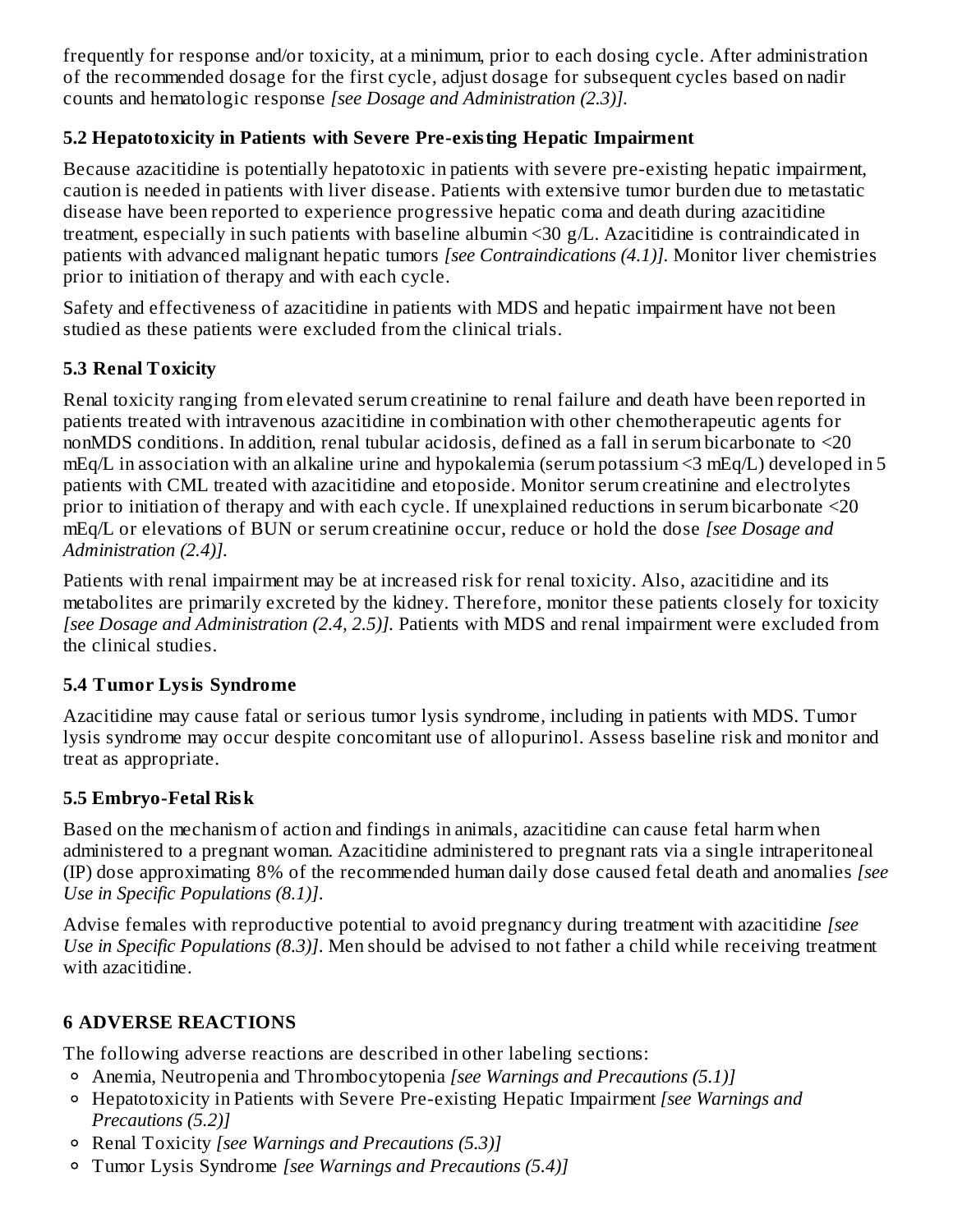frequently for response and/or toxicity, at a minimum, prior to each dosing cycle. After administration of the recommended dosage for the first cycle, adjust dosage for subsequent cycles based on nadir counts and hematologic response *[see Dosage and Administration (2.3)].*

### 5.2 Hepatotoxicity in Patients with Severe Pre-existing Hepatic Impairment

Because azacitidine is potentially hepatotoxic in patients with severe pre-existing hepatic impairment, caution is needed in patients with liver disease. Patients with extensive tumor burden due to metastatic disease have been reported to experience progressive hepatic coma and death during azacitidine treatment, especially in such patients with baseline albumin <30 g/L. Azacitidine is contraindicated in patients with advanced malignant hepatic tumors *[see Contraindications (4.1)].* Monitor liver chemistries prior to initiation of therapy and with each cycle.

Safety and effectiveness of azacitidine in patients with MDS and hepatic impairment have not been studied as these patients were excluded from the clinical trials.

### 5.3 Renal Toxicity

Renal toxicity ranging from elevated serum creatinine to renal failure and death have been reported in patients treated with intravenous azacitidine in combination with other chemotherapeutic agents for nonMDS conditions. In addition, renal tubular acidosis, defined as a fall in serum bicarbonate to <20 mEq/L in association with an alkaline urine and hypokalemia (serum potassium <3 mEq/L) developed in 5 patients with CML treated with azacitidine and etoposide. Monitor serum creatinine and electrolytes prior to initiation of therapy and with each cycle. If unexplained reductions in serum bicarbonate <20 mEq/L or elevations of BUN or serum creatinine occur, reduce or hold the dose *[see Dosage and Administration (2.4)].*

Patients with renal impairment may be at increased risk for renal toxicity. Also, azacitidine and its metabolites are primarily excreted by the kidney. Therefore, monitor these patients closely for toxicity *[see Dosage and Administration (2.4, 2.5)].* Patients with MDS and renal impairment were excluded from the clinical studies.

### 5.4 Tumor Lysis Syndrome

Azacitidine may cause fatal or serious tumor lysis syndrome, including in patients with MDS. Tumor lysis syndrome may occur despite concomitant use of allopurinol. Assess baseline risk and monitor and treat as appropriate.

### 5.5 Embryo-Fetal Risk

Based on the mechanism of action and findings in animals, azacitidine can cause fetal harm when administered to a pregnant woman. Azacitidine administered to pregnant rats via a single intraperitoneal (IP) dose approximating 8% of the recommended human daily dose caused fetal death and anomalies *[see Use in Specific Populations (8.1)].*

Advise females with reproductive potential to avoid pregnancy during treatment with azacitidine *[see Use in Specific Populations (8.3)].* Men should be advised to not father a child while receiving treatment with azacitidine.

## 6 ADVERSE REACTIONS

The following adverse reactions are described in other labeling sections:

- Anemia, Neutropenia and Thrombocytopenia *[see Warnings and Precautions (5.1)]*
- Hepatotoxicity in Patients with Severe Pre-existing Hepatic Impairment *[see Warnings and Precautions (5.2)]*
- Renal Toxicity *[see Warnings and Precautions (5.3)]*
- Tumor Lysis Syndrome *[see Warnings and Precautions (5.4)]*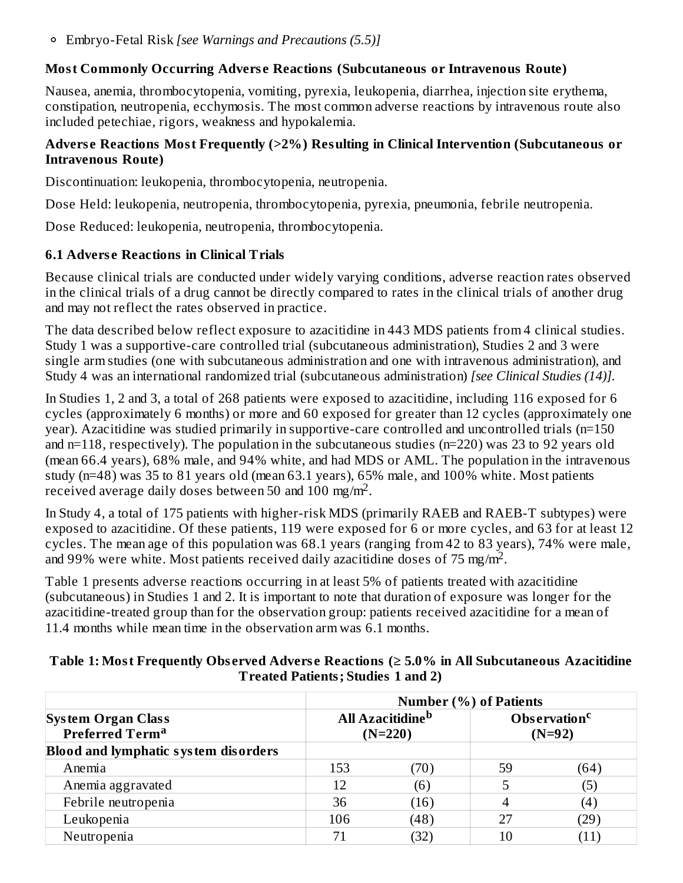- Embryo-Fetal Risk *[see Warnings and Precautions (5.5)]*

**Most Commonly Occurring Adverse Reactions (Subcutaneous or Intravenous Route)**

Nausea, anemia, thrombocytopenia, vomiting, pyrexia, leukopenia, diarrhea, injection site erythema, constipation, neutropenia, ecchymosis. The most common adverse reactions by intravenous route also included petechiae, rigors, weakness and hypokalemia.

**Adverse Reactions Most Frequently (>2%) Resulting in Clinical Intervention (Subcutaneous or Intravenous Route)**

Discontinuation: leukopenia, thrombocytopenia, neutropenia.

Dose Held: leukopenia, neutropenia, thrombocytopenia, pyrexia, pneumonia, febrile neutropenia.

Dose Reduced: leukopenia, neutropenia, thrombocytopenia.

### 6.1 Adverse Reactions in Clinical Trials

Because clinical trials are conducted under widely varying conditions, adverse reaction rates observed in the clinical trials of a drug cannot be directly compared to rates in the clinical trials of another drug and may not reflect the rates observed in practice.

The data described below reflect exposure to azacitidine in 443 MDS patients from 4 clinical studies. Study 1 was a supportive-care controlled trial (subcutaneous administration), Studies 2 and 3 were single arm studies (one with subcutaneous administration and one with intravenous administration), and Study 4 was an international randomized trial (subcutaneous administration) *[see Clinical Studies (14)]*.

In Studies 1, 2 and 3, a total of 268 patients were exposed to azacitidine, including 116 exposed for 6 cycles (approximately 6 months) or more and 60 exposed for greater than 12 cycles (approximately one year). Azacitidine was studied primarily in supportive-care controlled and uncontrolled trials (n=150 and n=118, respectively). The population in the subcutaneous studies (n=220) was 23 to 92 years old (mean 66.4 years), 68% male, and 94% white, and had MDS or AML. The population in the intravenous study (n=48) was 35 to 81 years old (mean 63.1 years), 65% male, and 100% white. Most patients received average daily doses between 50 and 100 mg/m$^2$.

In Study 4, a total of 175 patients with higher-risk MDS (primarily RAEB and RAEB-T subtypes) were exposed to azacitidine. Of these patients, 119 were exposed for 6 or more cycles, and 63 for at least 12 cycles. The mean age of this population was 68.1 years (ranging from 42 to 83 years), 74% were male, and 99% were white. Most patients received daily azacitidine doses of 75 mg/m$^2$.

Table 1 presents adverse reactions occurring in at least 5% of patients treated with azacitidine (subcutaneous) in Studies 1 and 2. It is important to note that duration of exposure was longer for the azacitidine-treated group than for the observation group: patients received azacitidine for a mean of 11.4 months while mean time in the observation arm was 6.1 months.

**Table 1: Most Frequently Observed Adverse Reactions (≥ 5.0% in All Subcutaneous Azacitidine Treated Patients; Studies 1 and 2)**

| System Organ Class<br>Preferred Term[a] | Number (%) of Patients | | | |
|---|---|---|---|---|
| | All Azacitidine[b] (N=220) | | Observation[c] (N=92) | |
| **Blood and lymphatic system disorders** | | | | |
| Anemia | 153 | (70) | 59 | (64) |
| Anemia aggravated | 12 | (6) | 5 | (5) |
| Febrile neutropenia | 36 | (16) | 4 | (4) |
| Leukopenia | 106 | (48) | 27 | (29) |
| Neutropenia | 71 | (32) | 10 | (11) |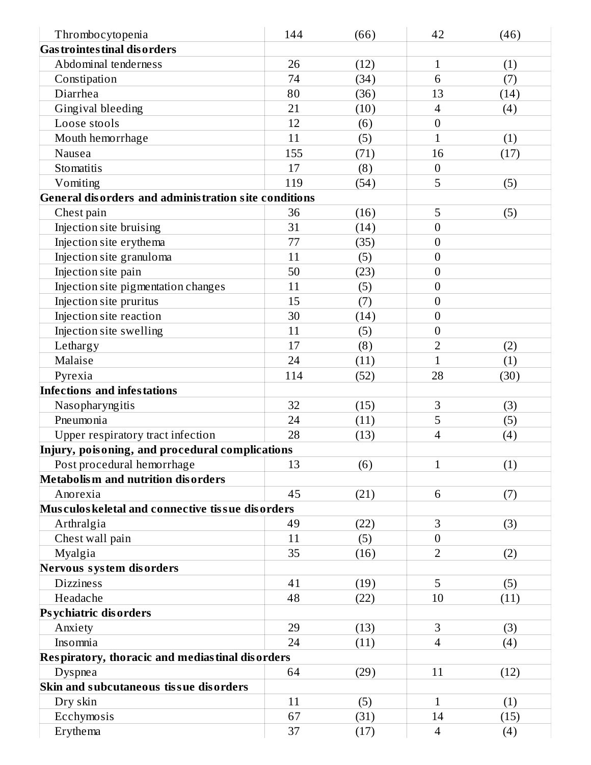| | | | | |
|---|---|---|---|---|
| Thrombocytopenia | 144 | (66) | 42 | (46) |
| **Gastrointestinal disorders** | | | | |
| Abdominal tenderness | 26 | (12) | 1 | (1) |
| Constipation | 74 | (34) | 6 | (7) |
| Diarrhea | 80 | (36) | 13 | (14) |
| Gingival bleeding | 21 | (10) | 4 | (4) |
| Loose stools | 12 | (6) | 0 | |
| Mouth hemorrhage | 11 | (5) | 1 | (1) |
| Nausea | 155 | (71) | 16 | (17) |
| Stomatitis | 17 | (8) | 0 | |
| Vomiting | 119 | (54) | 5 | (5) |
| **General disorders and administration site conditions** | | | | |
| Chest pain | 36 | (16) | 5 | (5) |
| Injection site bruising | 31 | (14) | 0 | |
| Injection site erythema | 77 | (35) | 0 | |
| Injection site granuloma | 11 | (5) | 0 | |
| Injection site pain | 50 | (23) | 0 | |
| Injection site pigmentation changes | 11 | (5) | 0 | |
| Injection site pruritus | 15 | (7) | 0 | |
| Injection site reaction | 30 | (14) | 0 | |
| Injection site swelling | 11 | (5) | 0 | |
| Lethargy | 17 | (8) | 2 | (2) |
| Malaise | 24 | (11) | 1 | (1) |
| Pyrexia | 114 | (52) | 28 | (30) |
| **Infections and infestations** | | | | |
| Nasopharyngitis | 32 | (15) | 3 | (3) |
| Pneumonia | 24 | (11) | 5 | (5) |
| Upper respiratory tract infection | 28 | (13) | 4 | (4) |
| **Injury, poisoning, and procedural complications** | | | | |
| Post procedural hemorrhage | 13 | (6) | 1 | (1) |
| **Metabolism and nutrition disorders** | | | | |
| Anorexia | 45 | (21) | 6 | (7) |
| **Musculoskeletal and connective tissue disorders** | | | | |
| Arthralgia | 49 | (22) | 3 | (3) |
| Chest wall pain | 11 | (5) | 0 | |
| Myalgia | 35 | (16) | 2 | (2) |
| **Nervous system disorders** | | | | |
| Dizziness | 41 | (19) | 5 | (5) |
| Headache | 48 | (22) | 10 | (11) |
| **Psychiatric disorders** | | | | |
| Anxiety | 29 | (13) | 3 | (3) |
| Insomnia | 24 | (11) | 4 | (4) |
| **Respiratory, thoracic and mediastinal disorders** | | | | |
| Dyspnea | 64 | (29) | 11 | (12) |
| **Skin and subcutaneous tissue disorders** | | | | |
| Dry skin | 11 | (5) | 1 | (1) |
| Ecchymosis | 67 | (31) | 14 | (15) |
| Erythema | 37 | (17) | 4 | (4) |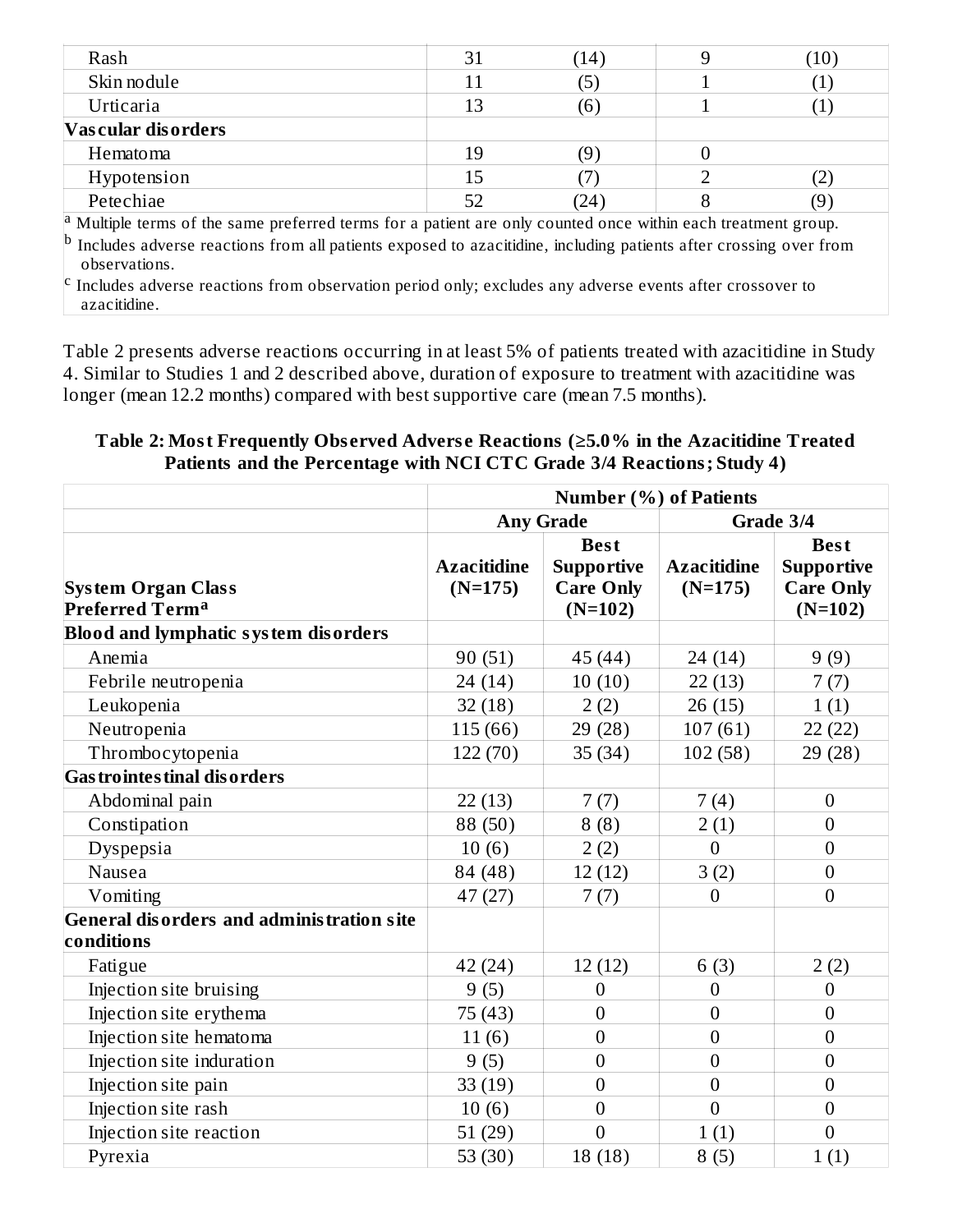| | | | | |
|---|---|---|---|---|
| Rash | 31 | (14) | 9 | (10) |
| Skin nodule | 11 | (5) | 1 | (1) |
| Urticaria | 13 | (6) | 1 | (1) |
| **Vascular disorders** | | | | |
| Hematoma | 19 | (9) | 0 | |
| Hypotension | 15 | (7) | 2 | (2) |
| Petechiae | 52 | (24) | 8 | (9) |

[a] Multiple terms of the same preferred terms for a patient are only counted once within each treatment group.

[b] Includes adverse reactions from all patients exposed to azacitidine, including patients after crossing over from observations.

[c] Includes adverse reactions from observation period only; excludes any adverse events after crossover to azacitidine.

Table 2 presents adverse reactions occurring in at least 5% of patients treated with azacitidine in Study 4. Similar to Studies 1 and 2 described above, duration of exposure to treatment with azacitidine was longer (mean 12.2 months) compared with best supportive care (mean 7.5 months).

**Table 2: Most Frequently Observed Adverse Reactions (≥5.0% in the Azacitidine Treated Patients and the Percentage with NCI CTC Grade 3/4 Reactions; Study 4)**

| | Number (%) of Patients | | | |
|---|---|---|---|---|
| | **Any Grade** | | **Grade 3/4** | |
| **System Organ Class**<br>**Preferred Term[a]** | **Azacitidine (N=175)** | **Best Supportive Care Only (N=102)** | **Azacitidine (N=175)** | **Best Supportive Care Only (N=102)** |
| **Blood and lymphatic system disorders** | | | | |
| Anemia | 90 (51) | 45 (44) | 24 (14) | 9 (9) |
| Febrile neutropenia | 24 (14) | 10 (10) | 22 (13) | 7 (7) |
| Leukopenia | 32 (18) | 2 (2) | 26 (15) | 1 (1) |
| Neutropenia | 115 (66) | 29 (28) | 107 (61) | 22 (22) |
| Thrombocytopenia | 122 (70) | 35 (34) | 102 (58) | 29 (28) |
| **Gastrointestinal disorders** | | | | |
| Abdominal pain | 22 (13) | 7 (7) | 7 (4) | 0 |
| Constipation | 88 (50) | 8 (8) | 2 (1) | 0 |
| Dyspepsia | 10 (6) | 2 (2) | 0 | 0 |
| Nausea | 84 (48) | 12 (12) | 3 (2) | 0 |
| Vomiting | 47 (27) | 7 (7) | 0 | 0 |
| **General disorders and administration site conditions** | | | | |
| Fatigue | 42 (24) | 12 (12) | 6 (3) | 2 (2) |
| Injection site bruising | 9 (5) | 0 | 0 | 0 |
| Injection site erythema | 75 (43) | 0 | 0 | 0 |
| Injection site hematoma | 11 (6) | 0 | 0 | 0 |
| Injection site induration | 9 (5) | 0 | 0 | 0 |
| Injection site pain | 33 (19) | 0 | 0 | 0 |
| Injection site rash | 10 (6) | 0 | 0 | 0 |
| Injection site reaction | 51 (29) | 0 | 1 (1) | 0 |
| Pyrexia | 53 (30) | 18 (18) | 8 (5) | 1 (1) |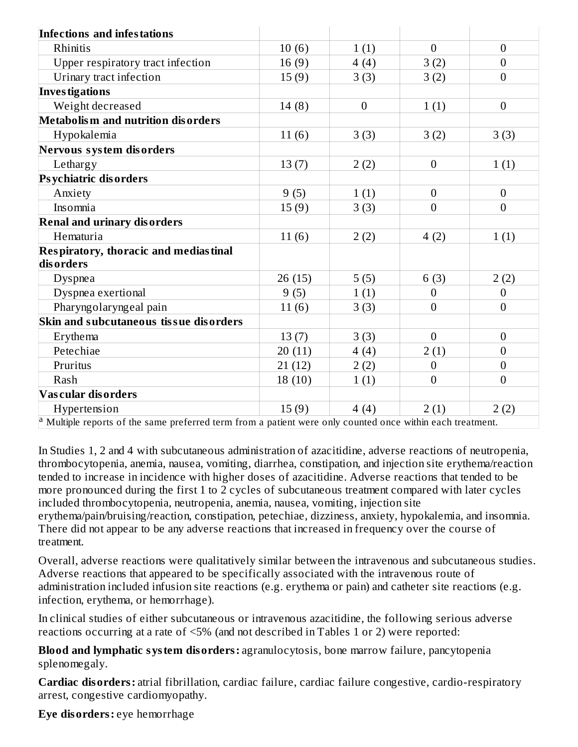| | | | | |
|---|---|---|---|---|
| **Infections and infestations** | | | | |
| Rhinitis | 10 (6) | 1 (1) | 0 | 0 |
| Upper respiratory tract infection | 16 (9) | 4 (4) | 3 (2) | 0 |
| Urinary tract infection | 15 (9) | 3 (3) | 3 (2) | 0 |
| **Investigations** | | | | |
| Weight decreased | 14 (8) | 0 | 1 (1) | 0 |
| **Metabolism and nutrition disorders** | | | | |
| Hypokalemia | 11 (6) | 3 (3) | 3 (2) | 3 (3) |
| **Nervous system disorders** | | | | |
| Lethargy | 13 (7) | 2 (2) | 0 | 1 (1) |
| **Psychiatric disorders** | | | | |
| Anxiety | 9 (5) | 1 (1) | 0 | 0 |
| Insomnia | 15 (9) | 3 (3) | 0 | 0 |
| **Renal and urinary disorders** | | | | |
| Hematuria | 11 (6) | 2 (2) | 4 (2) | 1 (1) |
| **Respiratory, thoracic and mediastinal disorders** | | | | |
| Dyspnea | 26 (15) | 5 (5) | 6 (3) | 2 (2) |
| Dyspnea exertional | 9 (5) | 1 (1) | 0 | 0 |
| Pharyngolaryngeal pain | 11 (6) | 3 (3) | 0 | 0 |
| **Skin and subcutaneous tissue disorders** | | | | |
| Erythema | 13 (7) | 3 (3) | 0 | 0 |
| Petechiae | 20 (11) | 4 (4) | 2 (1) | 0 |
| Pruritus | 21 (12) | 2 (2) | 0 | 0 |
| Rash | 18 (10) | 1 (1) | 0 | 0 |
| **Vascular disorders** | | | | |
| Hypertension | 15 (9) | 4 (4) | 2 (1) | 2 (2) |

[a] Multiple reports of the same preferred term from a patient were only counted once within each treatment.

In Studies 1, 2 and 4 with subcutaneous administration of azacitidine, adverse reactions of neutropenia, thrombocytopenia, anemia, nausea, vomiting, diarrhea, constipation, and injection site erythema/reaction tended to increase in incidence with higher doses of azacitidine. Adverse reactions that tended to be more pronounced during the first 1 to 2 cycles of subcutaneous treatment compared with later cycles included thrombocytopenia, neutropenia, anemia, nausea, vomiting, injection site erythema/pain/bruising/reaction, constipation, petechiae, dizziness, anxiety, hypokalemia, and insomnia. There did not appear to be any adverse reactions that increased in frequency over the course of treatment.

Overall, adverse reactions were qualitatively similar between the intravenous and subcutaneous studies. Adverse reactions that appeared to be specifically associated with the intravenous route of administration included infusion site reactions (e.g. erythema or pain) and catheter site reactions (e.g. infection, erythema, or hemorrhage).

In clinical studies of either subcutaneous or intravenous azacitidine, the following serious adverse reactions occurring at a rate of <5% (and not described in Tables 1 or 2) were reported:

**Blood and lymphatic system disorders:** agranulocytosis, bone marrow failure, pancytopenia splenomegaly.

**Cardiac disorders:** atrial fibrillation, cardiac failure, cardiac failure congestive, cardio-respiratory arrest, congestive cardiomyopathy.

**Eye disorders:** eye hemorrhage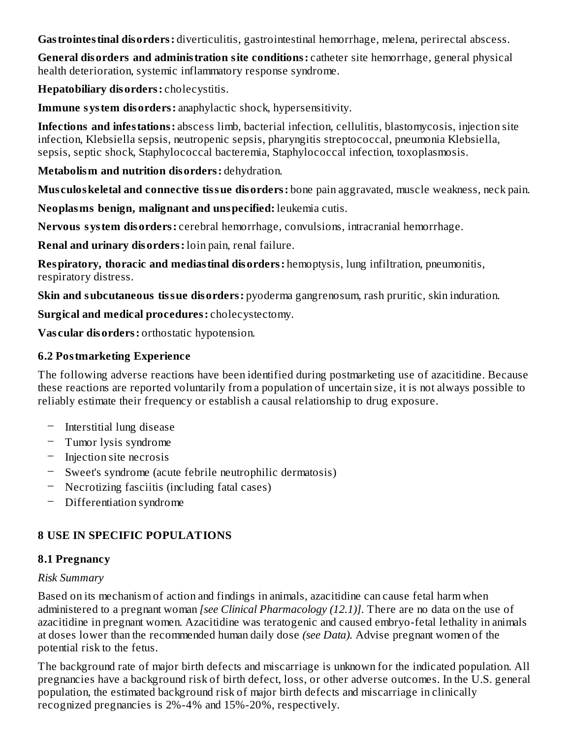**Gastrointestinal disorders:** diverticulitis, gastrointestinal hemorrhage, melena, perirectal abscess.

**General disorders and administration site conditions:** catheter site hemorrhage, general physical health deterioration, systemic inflammatory response syndrome.

**Hepatobiliary disorders:** cholecystitis.

**Immune system disorders:** anaphylactic shock, hypersensitivity.

**Infections and infestations:** abscess limb, bacterial infection, cellulitis, blastomycosis, injection site infection, Klebsiella sepsis, neutropenic sepsis, pharyngitis streptococcal, pneumonia Klebsiella, sepsis, septic shock, Staphylococcal bacteremia, Staphylococcal infection, toxoplasmosis.

**Metabolism and nutrition disorders:** dehydration.

**Musculoskeletal and connective tissue disorders:** bone pain aggravated, muscle weakness, neck pain.

**Neoplasms benign, malignant and unspecified:** leukemia cutis.

**Nervous system disorders:** cerebral hemorrhage, convulsions, intracranial hemorrhage.

**Renal and urinary disorders:** loin pain, renal failure.

**Respiratory, thoracic and mediastinal disorders:** hemoptysis, lung infiltration, pneumonitis, respiratory distress.

**Skin and subcutaneous tissue disorders:** pyoderma gangrenosum, rash pruritic, skin induration.

**Surgical and medical procedures:** cholecystectomy.

**Vascular disorders:** orthostatic hypotension.

### 6.2 Postmarketing Experience

The following adverse reactions have been identified during postmarketing use of azacitidine. Because these reactions are reported voluntarily from a population of uncertain size, it is not always possible to reliably estimate their frequency or establish a causal relationship to drug exposure.

- Interstitial lung disease
- Tumor lysis syndrome
- Injection site necrosis
- Sweet's syndrome (acute febrile neutrophilic dermatosis)
- Necrotizing fasciitis (including fatal cases)
- Differentiation syndrome

## 8 USE IN SPECIFIC POPULATIONS

### 8.1 Pregnancy

*Risk Summary*

Based on its mechanism of action and findings in animals, azacitidine can cause fetal harm when administered to a pregnant woman *[see Clinical Pharmacology (12.1)]*. There are no data on the use of azacitidine in pregnant women. Azacitidine was teratogenic and caused embryo-fetal lethality in animals at doses lower than the recommended human daily dose *(see Data)*. Advise pregnant women of the potential risk to the fetus.

The background rate of major birth defects and miscarriage is unknown for the indicated population. All pregnancies have a background risk of birth defect, loss, or other adverse outcomes. In the U.S. general population, the estimated background risk of major birth defects and miscarriage in clinically recognized pregnancies is 2%-4% and 15%-20%, respectively.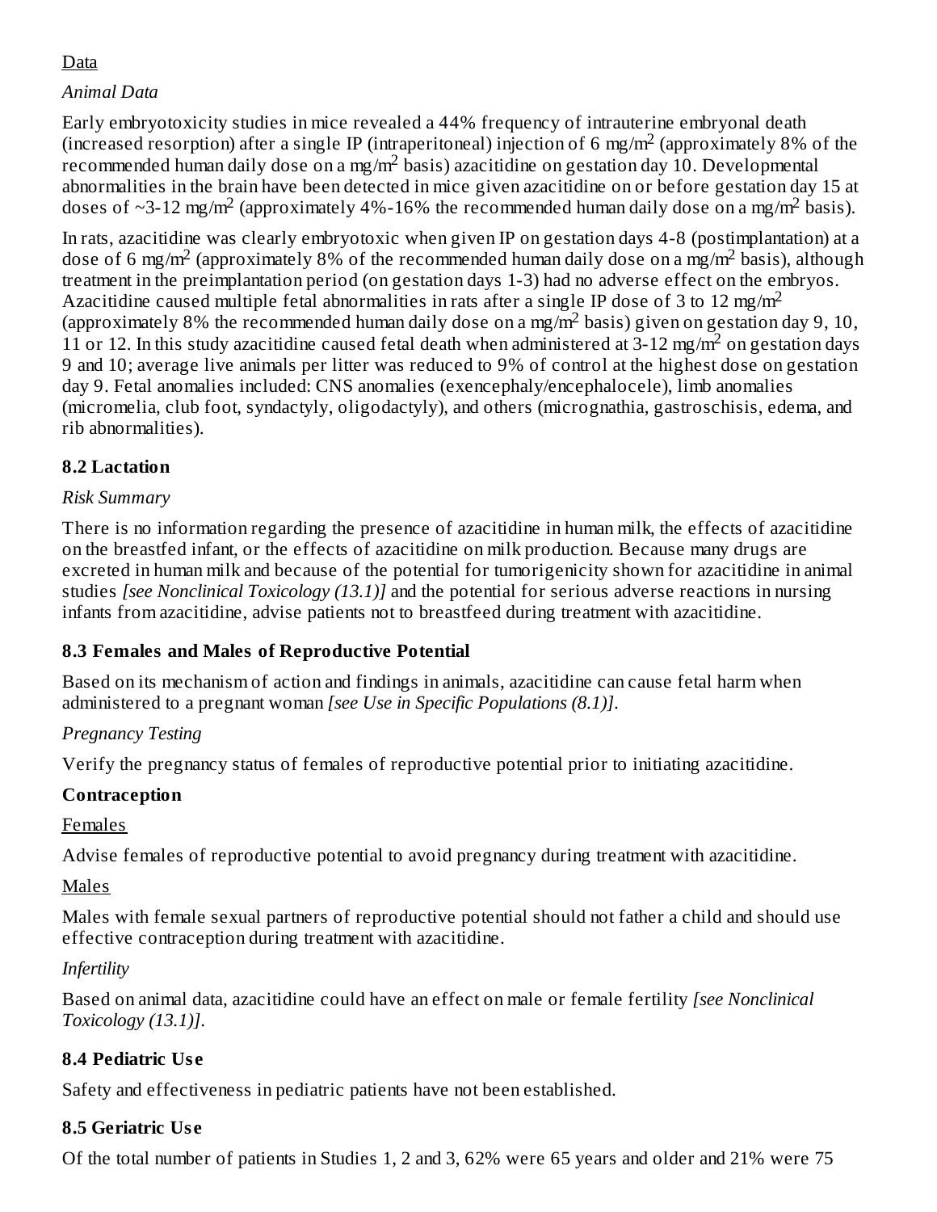Data

*Animal Data*

Early embryotoxicity studies in mice revealed a 44% frequency of intrauterine embryonal death (increased resorption) after a single IP (intraperitoneal) injection of 6 mg/m$^2$ (approximately 8% of the recommended human daily dose on a mg/m$^2$ basis) azacitidine on gestation day 10. Developmental abnormalities in the brain have been detected in mice given azacitidine on or before gestation day 15 at doses of ~3-12 mg/m$^2$ (approximately 4%-16% the recommended human daily dose on a mg/m$^2$ basis).

In rats, azacitidine was clearly embryotoxic when given IP on gestation days 4-8 (postimplantation) at a dose of 6 mg/m$^2$ (approximately 8% of the recommended human daily dose on a mg/m$^2$ basis), although treatment in the preimplantation period (on gestation days 1-3) had no adverse effect on the embryos. Azacitidine caused multiple fetal abnormalities in rats after a single IP dose of 3 to 12 mg/m$^2$ (approximately 8% the recommended human daily dose on a mg/m$^2$ basis) given on gestation day 9, 10, 11 or 12. In this study azacitidine caused fetal death when administered at 3-12 mg/m$^2$ on gestation days 9 and 10; average live animals per litter was reduced to 9% of control at the highest dose on gestation day 9. Fetal anomalies included: CNS anomalies (exencephaly/encephalocele), limb anomalies (micromelia, club foot, syndactyly, oligodactyly), and others (micrognathia, gastroschisis, edema, and rib abnormalities).

## 8.2 Lactation

*Risk Summary*

There is no information regarding the presence of azacitidine in human milk, the effects of azacitidine on the breastfed infant, or the effects of azacitidine on milk production. Because many drugs are excreted in human milk and because of the potential for tumorigenicity shown for azacitidine in animal studies *[see Nonclinical Toxicology (13.1)]* and the potential for serious adverse reactions in nursing infants from azacitidine, advise patients not to breastfeed during treatment with azacitidine.

## 8.3 Females and Males of Reproductive Potential

Based on its mechanism of action and findings in animals, azacitidine can cause fetal harm when administered to a pregnant woman *[see Use in Specific Populations (8.1)]*.

*Pregnancy Testing*

Verify the pregnancy status of females of reproductive potential prior to initiating azacitidine.

**Contraception**

Females

Advise females of reproductive potential to avoid pregnancy during treatment with azacitidine.

Males

Males with female sexual partners of reproductive potential should not father a child and should use effective contraception during treatment with azacitidine.

*Infertility*

Based on animal data, azacitidine could have an effect on male or female fertility *[see Nonclinical Toxicology (13.1)]*.

## 8.4 Pediatric Use

Safety and effectiveness in pediatric patients have not been established.

## 8.5 Geriatric Use

Of the total number of patients in Studies 1, 2 and 3, 62% were 65 years and older and 21% were 75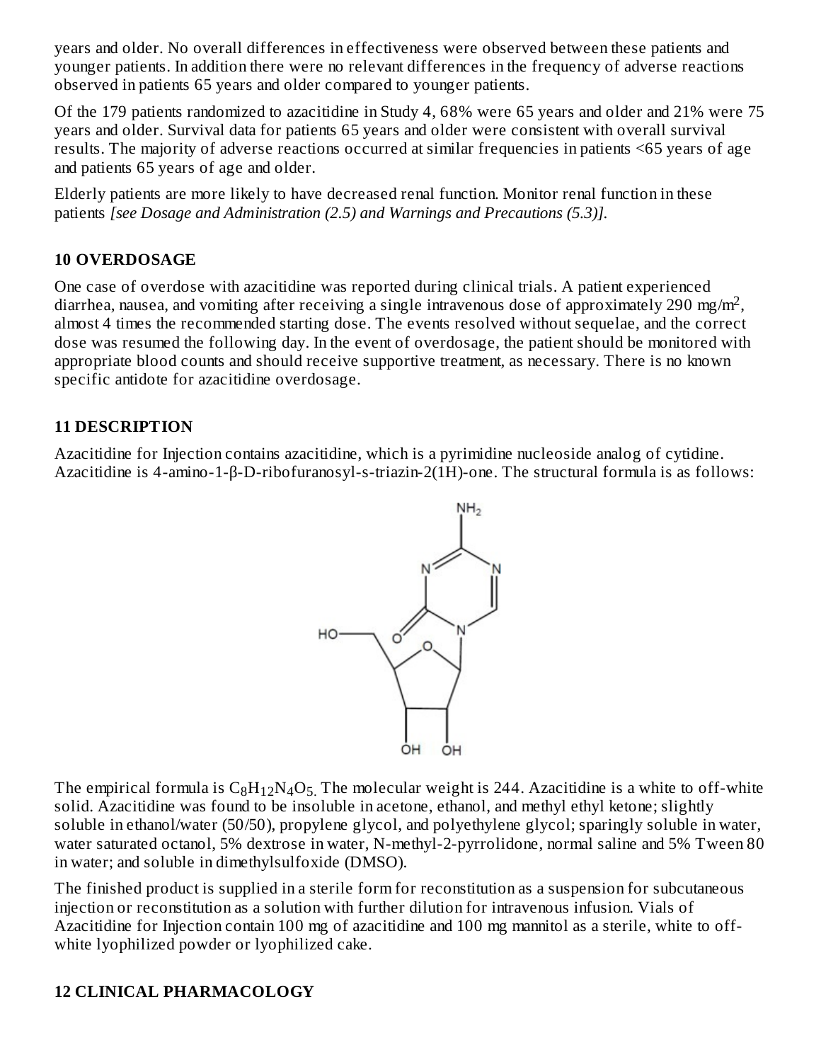years and older. No overall differences in effectiveness were observed between these patients and younger patients. In addition there were no relevant differences in the frequency of adverse reactions observed in patients 65 years and older compared to younger patients.

Of the 179 patients randomized to azacitidine in Study 4, 68% were 65 years and older and 21% were 75 years and older. Survival data for patients 65 years and older were consistent with overall survival results. The majority of adverse reactions occurred at similar frequencies in patients <65 years of age and patients 65 years of age and older.

Elderly patients are more likely to have decreased renal function. Monitor renal function in these patients *[see Dosage and Administration (2.5) and Warnings and Precautions (5.3)].*

## 10 OVERDOSAGE

One case of overdose with azacitidine was reported during clinical trials. A patient experienced diarrhea, nausea, and vomiting after receiving a single intravenous dose of approximately 290 $mg/m^2$, almost 4 times the recommended starting dose. The events resolved without sequelae, and the correct dose was resumed the following day. In the event of overdosage, the patient should be monitored with appropriate blood counts and should receive supportive treatment, as necessary. There is no known specific antidote for azacitidine overdosage.

## 11 DESCRIPTION

Azacitidine for Injection contains azacitidine, which is a pyrimidine nucleoside analog of cytidine. Azacitidine is 4-amino-1-β-D-ribofuranosyl-s-triazin-2(1H)-one. The structural formula is as follows:

The empirical formula is $C_8H_{12}N_4O_5$. The molecular weight is 244. Azacitidine is a white to off-white solid. Azacitidine was found to be insoluble in acetone, ethanol, and methyl ethyl ketone; slightly soluble in ethanol/water (50/50), propylene glycol, and polyethylene glycol; sparingly soluble in water, water saturated octanol, 5% dextrose in water, N-methyl-2-pyrrolidone, normal saline and 5% Tween 80 in water; and soluble in dimethylsulfoxide (DMSO).

The finished product is supplied in a sterile form for reconstitution as a suspension for subcutaneous injection or reconstitution as a solution with further dilution for intravenous infusion. Vials of Azacitidine for Injection contain 100 mg of azacitidine and 100 mg mannitol as a sterile, white to off-white lyophilized powder or lyophilized cake.

## 12 CLINICAL PHARMACOLOGY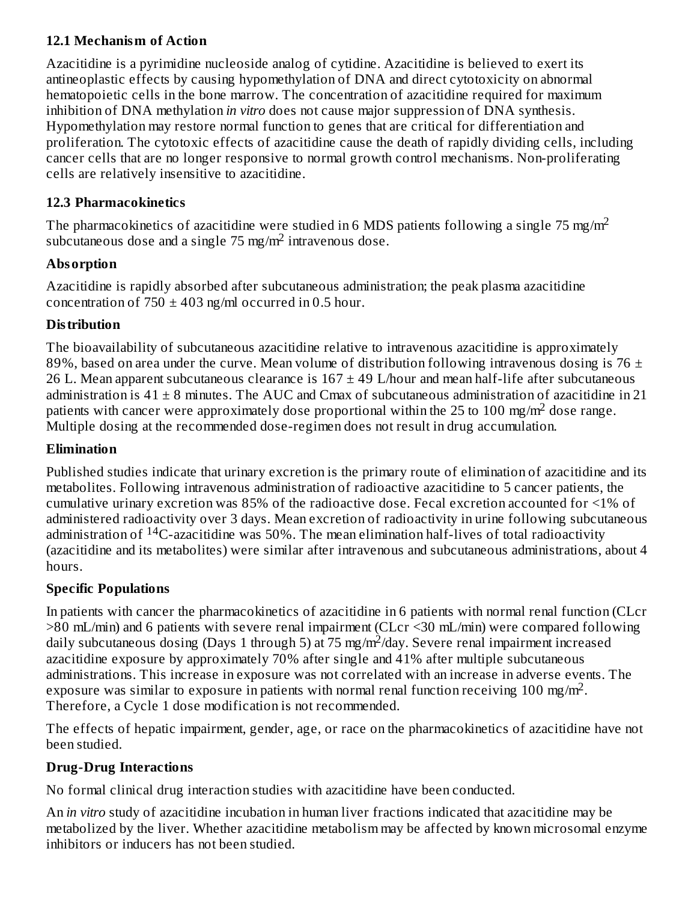### 12.1 Mechanism of Action

Azacitidine is a pyrimidine nucleoside analog of cytidine. Azacitidine is believed to exert its antineoplastic effects by causing hypomethylation of DNA and direct cytotoxicity on abnormal hematopoietic cells in the bone marrow. The concentration of azacitidine required for maximum inhibition of DNA methylation *in vitro* does not cause major suppression of DNA synthesis. Hypomethylation may restore normal function to genes that are critical for differentiation and proliferation. The cytotoxic effects of azacitidine cause the death of rapidly dividing cells, including cancer cells that are no longer responsive to normal growth control mechanisms. Non-proliferating cells are relatively insensitive to azacitidine.

### 12.3 Pharmacokinetics

The pharmacokinetics of azacitidine were studied in 6 MDS patients following a single 75 mg/$m^2$ subcutaneous dose and a single 75 mg/$m^2$ intravenous dose.

**Absorption**

Azacitidine is rapidly absorbed after subcutaneous administration; the peak plasma azacitidine concentration of 750 ± 403 ng/ml occurred in 0.5 hour.

**Distribution**

The bioavailability of subcutaneous azacitidine relative to intravenous azacitidine is approximately 89%, based on area under the curve. Mean volume of distribution following intravenous dosing is 76 ± 26 L. Mean apparent subcutaneous clearance is 167 ± 49 L/hour and mean half-life after subcutaneous administration is 41 ± 8 minutes. The AUC and Cmax of subcutaneous administration of azacitidine in 21 patients with cancer were approximately dose proportional within the 25 to 100 mg/$m^2$ dose range. Multiple dosing at the recommended dose-regimen does not result in drug accumulation.

**Elimination**

Published studies indicate that urinary excretion is the primary route of elimination of azacitidine and its metabolites. Following intravenous administration of radioactive azacitidine to 5 cancer patients, the cumulative urinary excretion was 85% of the radioactive dose. Fecal excretion accounted for <1% of administered radioactivity over 3 days. Mean excretion of radioactivity in urine following subcutaneous administration of $^{14}$C-azacitidine was 50%. The mean elimination half-lives of total radioactivity (azacitidine and its metabolites) were similar after intravenous and subcutaneous administrations, about 4 hours.

**Specific Populations**

In patients with cancer the pharmacokinetics of azacitidine in 6 patients with normal renal function (CLcr >80 mL/min) and 6 patients with severe renal impairment (CLcr <30 mL/min) were compared following daily subcutaneous dosing (Days 1 through 5) at 75 mg/$m^2$/day. Severe renal impairment increased azacitidine exposure by approximately 70% after single and 41% after multiple subcutaneous administrations. This increase in exposure was not correlated with an increase in adverse events. The exposure was similar to exposure in patients with normal renal function receiving 100 mg/$m^2$. Therefore, a Cycle 1 dose modification is not recommended.

The effects of hepatic impairment, gender, age, or race on the pharmacokinetics of azacitidine have not been studied.

**Drug-Drug Interactions**

No formal clinical drug interaction studies with azacitidine have been conducted.

An *in vitro* study of azacitidine incubation in human liver fractions indicated that azacitidine may be metabolized by the liver. Whether azacitidine metabolism may be affected by known microsomal enzyme inhibitors or inducers has not been studied.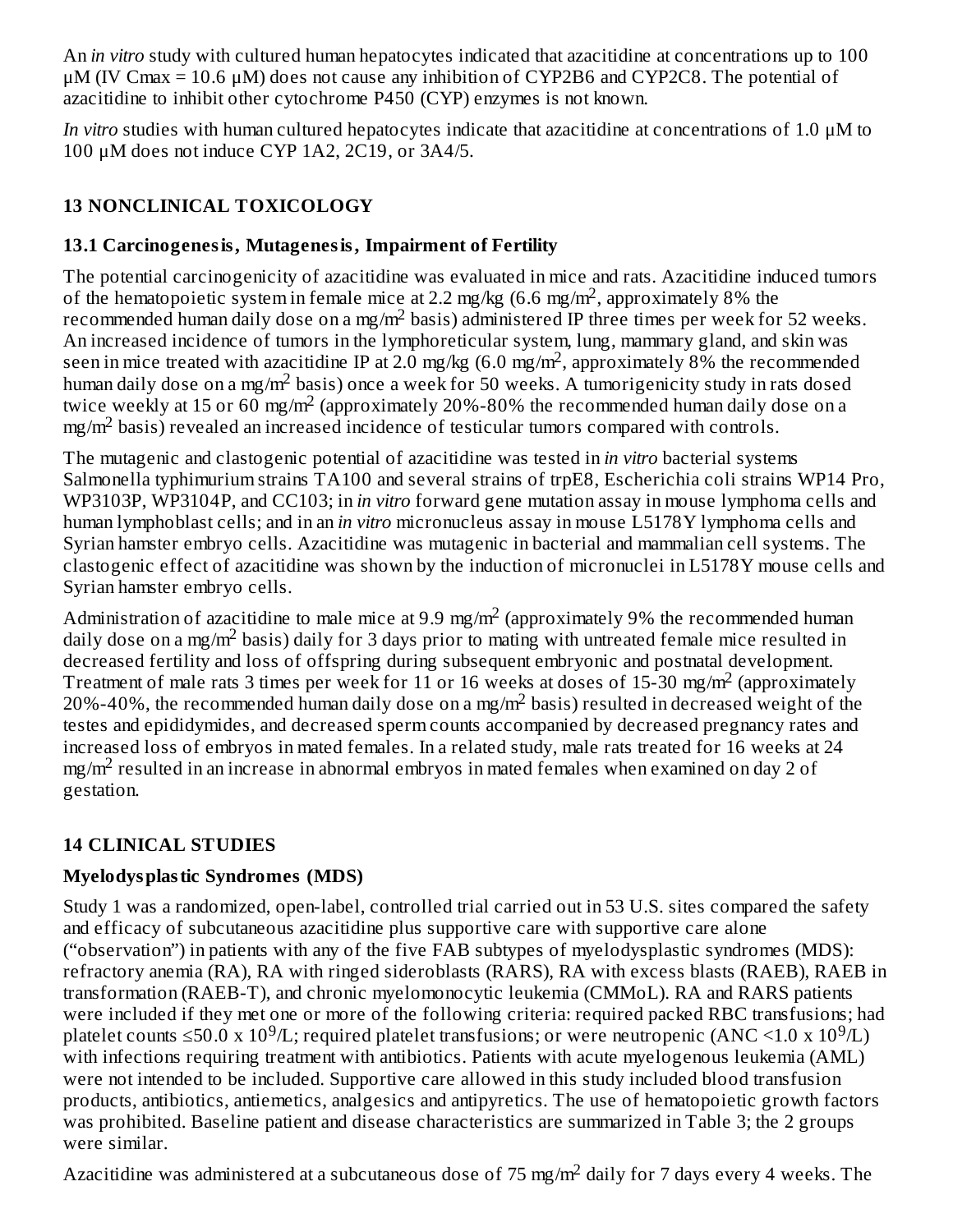An *in vitro* study with cultured human hepatocytes indicated that azacitidine at concentrations up to 100 µM (IV Cmax = 10.6 µM) does not cause any inhibition of CYP2B6 and CYP2C8. The potential of azacitidine to inhibit other cytochrome P450 (CYP) enzymes is not known.

*In vitro* studies with human cultured hepatocytes indicate that azacitidine at concentrations of 1.0 µM to 100 µM does not induce CYP 1A2, 2C19, or 3A4/5.

## 13 NONCLINICAL TOXICOLOGY

### 13.1 Carcinogenesis, Mutagenesis, Impairment of Fertility

The potential carcinogenicity of azacitidine was evaluated in mice and rats. Azacitidine induced tumors of the hematopoietic system in female mice at 2.2 mg/kg (6.6 mg/m$^2$, approximately 8% the recommended human daily dose on a mg/m$^2$ basis) administered IP three times per week for 52 weeks. An increased incidence of tumors in the lymphoreticular system, lung, mammary gland, and skin was seen in mice treated with azacitidine IP at 2.0 mg/kg (6.0 mg/m$^2$, approximately 8% the recommended human daily dose on a mg/m$^2$ basis) once a week for 50 weeks. A tumorigenicity study in rats dosed twice weekly at 15 or 60 mg/m$^2$ (approximately 20%-80% the recommended human daily dose on a mg/m$^2$ basis) revealed an increased incidence of testicular tumors compared with controls.

The mutagenic and clastogenic potential of azacitidine was tested in *in vitro* bacterial systems Salmonella typhimurium strains TA100 and several strains of trpE8, Escherichia coli strains WP14 Pro, WP3103P, WP3104P, and CC103; in *in vitro* forward gene mutation assay in mouse lymphoma cells and human lymphoblast cells; and in an *in vitro* micronucleus assay in mouse L5178Y lymphoma cells and Syrian hamster embryo cells. Azacitidine was mutagenic in bacterial and mammalian cell systems. The clastogenic effect of azacitidine was shown by the induction of micronuclei in L5178Y mouse cells and Syrian hamster embryo cells.

Administration of azacitidine to male mice at 9.9 mg/m$^2$ (approximately 9% the recommended human daily dose on a mg/m$^2$ basis) daily for 3 days prior to mating with untreated female mice resulted in decreased fertility and loss of offspring during subsequent embryonic and postnatal development. Treatment of male rats 3 times per week for 11 or 16 weeks at doses of 15-30 mg/m$^2$ (approximately 20%-40%, the recommended human daily dose on a mg/m$^2$ basis) resulted in decreased weight of the testes and epididymides, and decreased sperm counts accompanied by decreased pregnancy rates and increased loss of embryos in mated females. In a related study, male rats treated for 16 weeks at 24 mg/m$^2$ resulted in an increase in abnormal embryos in mated females when examined on day 2 of gestation.

## 14 CLINICAL STUDIES

### Myelodysplastic Syndromes (MDS)

Study 1 was a randomized, open-label, controlled trial carried out in 53 U.S. sites compared the safety and efficacy of subcutaneous azacitidine plus supportive care with supportive care alone ("observation") in patients with any of the five FAB subtypes of myelodysplastic syndromes (MDS): refractory anemia (RA), RA with ringed sideroblasts (RARS), RA with excess blasts (RAEB), RAEB in transformation (RAEB-T), and chronic myelomonocytic leukemia (CMMoL). RA and RARS patients were included if they met one or more of the following criteria: required packed RBC transfusions; had platelet counts $\leq$50.0 x 10$^9$/L; required platelet transfusions; or were neutropenic (ANC <1.0 x 10$^9$/L) with infections requiring treatment with antibiotics. Patients with acute myelogenous leukemia (AML) were not intended to be included. Supportive care allowed in this study included blood transfusion products, antibiotics, antiemetics, analgesics and antipyretics. The use of hematopoietic growth factors was prohibited. Baseline patient and disease characteristics are summarized in Table 3; the 2 groups were similar.

Azacitidine was administered at a subcutaneous dose of 75 mg/m$^2$ daily for 7 days every 4 weeks. The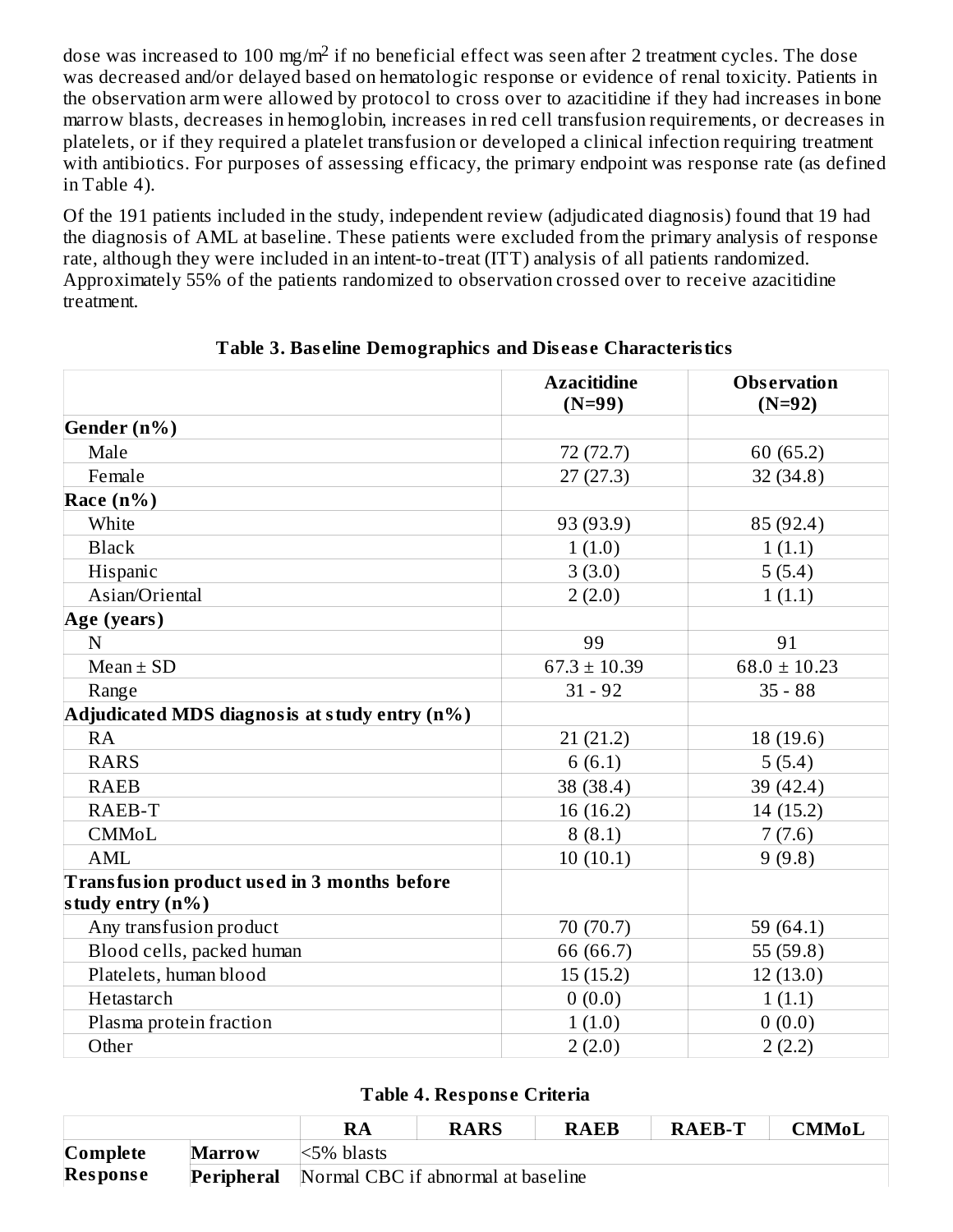dose was increased to 100 mg/m$^2$ if no beneficial effect was seen after 2 treatment cycles. The dose was decreased and/or delayed based on hematologic response or evidence of renal toxicity. Patients in the observation arm were allowed by protocol to cross over to azacitidine if they had increases in bone marrow blasts, decreases in hemoglobin, increases in red cell transfusion requirements, or decreases in platelets, or if they required a platelet transfusion or developed a clinical infection requiring treatment with antibiotics. For purposes of assessing efficacy, the primary endpoint was response rate (as defined in Table 4).

Of the 191 patients included in the study, independent review (adjudicated diagnosis) found that 19 had the diagnosis of AML at baseline. These patients were excluded from the primary analysis of response rate, although they were included in an intent-to-treat (ITT) analysis of all patients randomized. Approximately 55% of the patients randomized to observation crossed over to receive azacitidine treatment.

**Table 3. Baseline Demographics and Disease Characteristics**

| | Azacitidine (N=99) | Observation (N=92) |
|---|---|---|
| **Gender (n%)** | | |
| Male | 72 (72.7) | 60 (65.2) |
| Female | 27 (27.3) | 32 (34.8) |
| **Race (n%)** | | |
| White | 93 (93.9) | 85 (92.4) |
| Black | 1 (1.0) | 1 (1.1) |
| Hispanic | 3 (3.0) | 5 (5.4) |
| Asian/Oriental | 2 (2.0) | 1 (1.1) |
| **Age (years)** | | |
| N | 99 | 91 |
| Mean ± SD | 67.3 ± 10.39 | 68.0 ± 10.23 |
| Range | 31 - 92 | 35 - 88 |
| **Adjudicated MDS diagnosis at study entry (n%)** | | |
| RA | 21 (21.2) | 18 (19.6) |
| RARS | 6 (6.1) | 5 (5.4) |
| RAEB | 38 (38.4) | 39 (42.4) |
| RAEB-T | 16 (16.2) | 14 (15.2) |
| CMMoL | 8 (8.1) | 7 (7.6) |
| AML | 10 (10.1) | 9 (9.8) |
| **Transfusion product used in 3 months before study entry (n%)** | | |
| Any transfusion product | 70 (70.7) | 59 (64.1) |
| Blood cells, packed human | 66 (66.7) | 55 (59.8) |
| Platelets, human blood | 15 (15.2) | 12 (13.0) |
| Hetastarch | 0 (0.0) | 1 (1.1) |
| Plasma protein fraction | 1 (1.0) | 0 (0.0) |
| Other | 2 (2.0) | 2 (2.2) |

**Table 4. Response Criteria**

| | | RA | RARS | RAEB | RAEB-T | CMMoL |
|---|---|---|---|---|---|---|
| **Complete Response** | **Marrow** | <5% blasts | | | | |
| | **Peripheral** | Normal CBC if abnormal at baseline | | | | |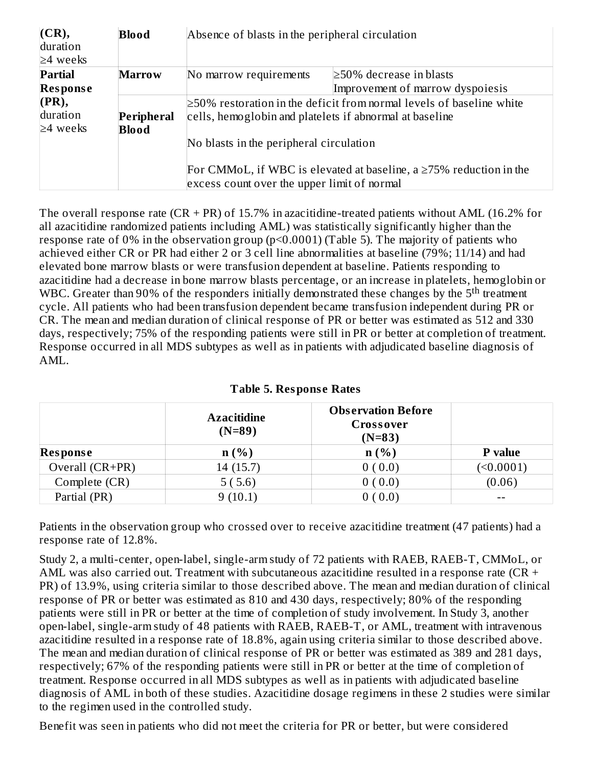| (CR), duration ≥4 weeks | Blood | Absence of blasts in the peripheral circulation | |
|---|---|---|---|
| **Partial Response (PR),** duration ≥4 weeks | **Marrow** | No marrow requirements | ≥50% decrease in blasts<br>Improvement of marrow dyspoiesis |
| | **Peripheral Blood** | ≥50% restoration in the deficit from normal levels of baseline white cells, hemoglobin and platelets if abnormal at baseline<br><br>No blasts in the peripheral circulation<br><br>For CMMoL, if WBC is elevated at baseline, a ≥75% reduction in the excess count over the upper limit of normal | |

The overall response rate (CR + PR) of 15.7% in azacitidine-treated patients without AML (16.2% for all azacitidine randomized patients including AML) was statistically significantly higher than the response rate of 0% in the observation group ($p<0.0001$) (Table 5). The majority of patients who achieved either CR or PR had either 2 or 3 cell line abnormalities at baseline (79%; 11/14) and had elevated bone marrow blasts or were transfusion dependent at baseline. Patients responding to azacitidine had a decrease in bone marrow blasts percentage, or an increase in platelets, hemoglobin or WBC. Greater than 90% of the responders initially demonstrated these changes by the 5$^{th}$ treatment cycle. All patients who had been transfusion dependent became transfusion independent during PR or CR. The mean and median duration of clinical response of PR or better was estimated as 512 and 330 days, respectively; 75% of the responding patients were still in PR or better at completion of treatment. Response occurred in all MDS subtypes as well as in patients with adjudicated baseline diagnosis of AML.

**Table 5. Response Rates**

| | **Azacitidine (N=89)** | **Observation Before Crossover (N=83)** | |
|---|---|---|---|
| **Response** | **n (%)** | **n (%)** | **P value** |
| Overall (CR+PR) | 14 (15.7) | 0 ( 0.0) | (<0.0001) |
| Complete (CR) | 5 ( 5.6) | 0 ( 0.0) | (0.06) |
| Partial (PR) | 9 (10.1) | 0 ( 0.0) | -- |

Patients in the observation group who crossed over to receive azacitidine treatment (47 patients) had a response rate of 12.8%.

Study 2, a multi-center, open-label, single-arm study of 72 patients with RAEB, RAEB-T, CMMoL, or AML was also carried out. Treatment with subcutaneous azacitidine resulted in a response rate (CR + PR) of 13.9%, using criteria similar to those described above. The mean and median duration of clinical response of PR or better was estimated as 810 and 430 days, respectively; 80% of the responding patients were still in PR or better at the time of completion of study involvement. In Study 3, another open-label, single-arm study of 48 patients with RAEB, RAEB-T, or AML, treatment with intravenous azacitidine resulted in a response rate of 18.8%, again using criteria similar to those described above. The mean and median duration of clinical response of PR or better was estimated as 389 and 281 days, respectively; 67% of the responding patients were still in PR or better at the time of completion of treatment. Response occurred in all MDS subtypes as well as in patients with adjudicated baseline diagnosis of AML in both of these studies. Azacitidine dosage regimens in these 2 studies were similar to the regimen used in the controlled study.

Benefit was seen in patients who did not meet the criteria for PR or better, but were considered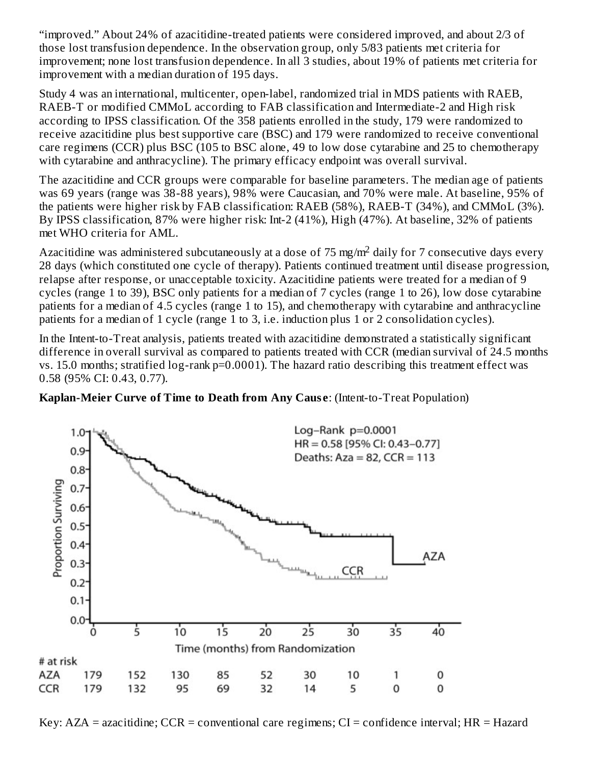"improved." About 24% of azacitidine-treated patients were considered improved, and about 2/3 of those lost transfusion dependence. In the observation group, only 5/83 patients met criteria for improvement; none lost transfusion dependence. In all 3 studies, about 19% of patients met criteria for improvement with a median duration of 195 days.

Study 4 was an international, multicenter, open-label, randomized trial in MDS patients with RAEB, RAEB-T or modified CMMoL according to FAB classification and Intermediate-2 and High risk according to IPSS classification. Of the 358 patients enrolled in the study, 179 were randomized to receive azacitidine plus best supportive care (BSC) and 179 were randomized to receive conventional care regimens (CCR) plus BSC (105 to BSC alone, 49 to low dose cytarabine and 25 to chemotherapy with cytarabine and anthracycline). The primary efficacy endpoint was overall survival.

The azacitidine and CCR groups were comparable for baseline parameters. The median age of patients was 69 years (range was 38-88 years), 98% were Caucasian, and 70% were male. At baseline, 95% of the patients were higher risk by FAB classification: RAEB (58%), RAEB-T (34%), and CMMoL (3%). By IPSS classification, 87% were higher risk: Int-2 (41%), High (47%). At baseline, 32% of patients met WHO criteria for AML.

Azacitidine was administered subcutaneously at a dose of 75 mg/m$^2$ daily for 7 consecutive days every 28 days (which constituted one cycle of therapy). Patients continued treatment until disease progression, relapse after response, or unacceptable toxicity. Azacitidine patients were treated for a median of 9 cycles (range 1 to 39), BSC only patients for a median of 7 cycles (range 1 to 26), low dose cytarabine patients for a median of 4.5 cycles (range 1 to 15), and chemotherapy with cytarabine and anthracycline patients for a median of 1 cycle (range 1 to 3, i.e. induction plus 1 or 2 consolidation cycles).

In the Intent-to-Treat analysis, patients treated with azacitidine demonstrated a statistically significant difference in overall survival as compared to patients treated with CCR (median survival of 24.5 months vs. 15.0 months; stratified log-rank p=0.0001). The hazard ratio describing this treatment effect was 0.58 (95% CI: 0.43, 0.77).

**Kaplan-Meier Curve of Time to Death from Any Cause**: (Intent-to-Treat Population)

Log–Rank p=0.0001
HR = 0.58 [95% CI: 0.43–0.77]
Deaths: Aza = 82, CCR = 113

| # at risk | 0 | 5 | 10 | 15 | 20 | 25 | 30 | 35 | 40 |
|---|---|---|---|---|---|---|---|---|---|
| AZA | 179 | 152 | 130 | 85 | 52 | 30 | 10 | 1 | 0 |
| CCR | 179 | 132 | 95 | 69 | 32 | 14 | 5 | 0 | 0 |

Key: AZA = azacitidine; CCR = conventional care regimens; CI = confidence interval; HR = Hazard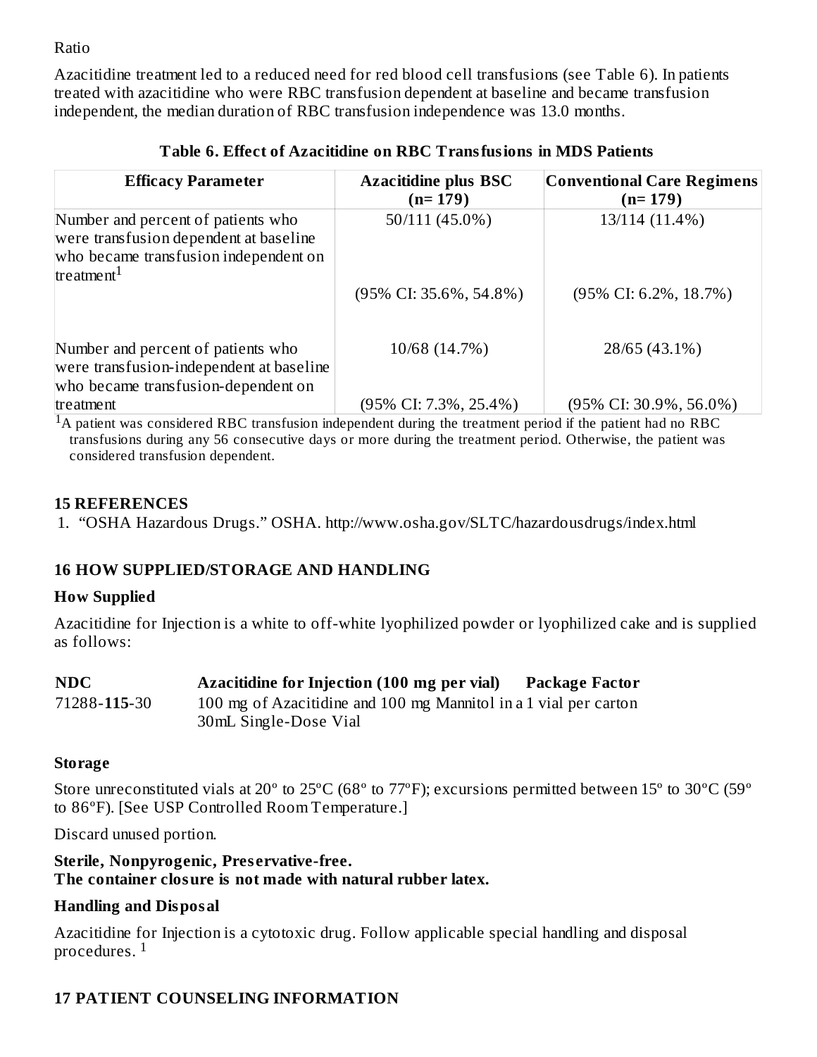Ratio

Azacitidine treatment led to a reduced need for red blood cell transfusions (see Table 6). In patients treated with azacitidine who were RBC transfusion dependent at baseline and became transfusion independent, the median duration of RBC transfusion independence was 13.0 months.

**Table 6. Effect of Azacitidine on RBC Transfusions in MDS Patients**

| Efficacy Parameter | Azacitidine plus BSC (n= 179) | Conventional Care Regimens (n= 179) |
|---|---|---|
| Number and percent of patients who were transfusion dependent at baseline who became transfusion independent on treatment[1] | 50/111 (45.0%) (95% CI: 35.6%, 54.8%) | 13/114 (11.4%) (95% CI: 6.2%, 18.7%) |
| Number and percent of patients who were transfusion-independent at baseline who became transfusion-dependent on treatment | 10/68 (14.7%) (95% CI: 7.3%, 25.4%) | 28/65 (43.1%) (95% CI: 30.9%, 56.0%) |

[1]A patient was considered RBC transfusion independent during the treatment period if the patient had no RBC transfusions during any 56 consecutive days or more during the treatment period. Otherwise, the patient was considered transfusion dependent.

## 15 REFERENCES

1. "OSHA Hazardous Drugs." OSHA. http://www.osha.gov/SLTC/hazardousdrugs/index.html

## 16 HOW SUPPLIED/STORAGE AND HANDLING

### How Supplied

Azacitidine for Injection is a white to off-white lyophilized powder or lyophilized cake and is supplied as follows:

| NDC | Azacitidine for Injection (100 mg per vial) | Package Factor |
|---|---|---|
| 71288-**115**-30 | 100 mg of Azacitidine and 100 mg Mannitol in a 30mL Single-Dose Vial | 1 vial per carton |

### Storage

Store unreconstituted vials at 20º to 25ºC (68º to 77ºF); excursions permitted between 15º to 30ºC (59º to 86ºF). [See USP Controlled Room Temperature.]

Discard unused portion.

**Sterile, Nonpyrogenic, Preservative-free.**
**The container closure is not made with natural rubber latex.**

### Handling and Disposal

Azacitidine for Injection is a cytotoxic drug. Follow applicable special handling and disposal procedures. [1]

## 17 PATIENT COUNSELING INFORMATION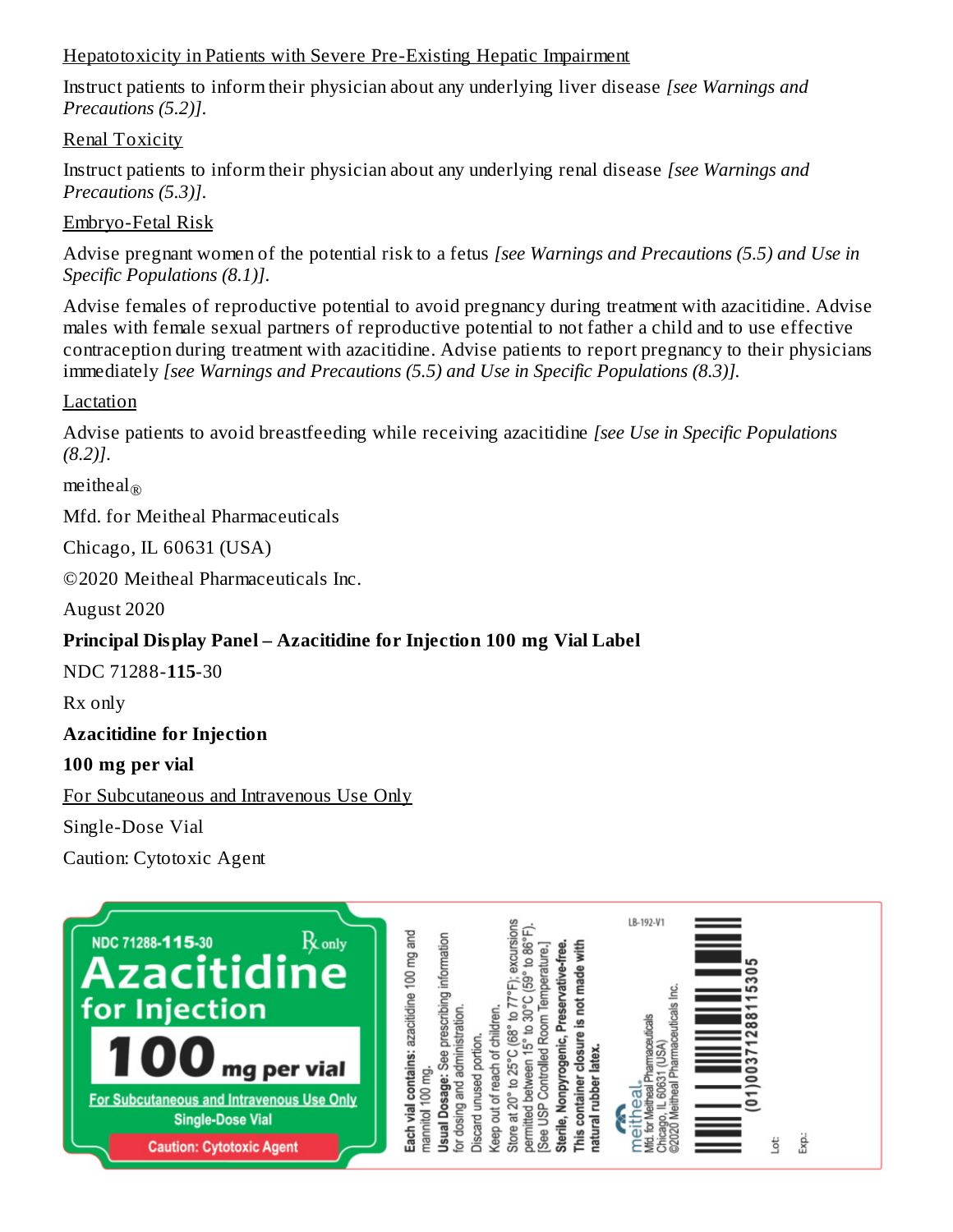Hepatotoxicity in Patients with Severe Pre-Existing Hepatic Impairment

Instruct patients to inform their physician about any underlying liver disease *[see Warnings and Precautions (5.2)]*.

Renal Toxicity

Instruct patients to inform their physician about any underlying renal disease *[see Warnings and Precautions (5.3)]*.

Embryo-Fetal Risk

Advise pregnant women of the potential risk to a fetus *[see Warnings and Precautions (5.5) and Use in Specific Populations (8.1)]*.

Advise females of reproductive potential to avoid pregnancy during treatment with azacitidine. Advise males with female sexual partners of reproductive potential to not father a child and to use effective contraception during treatment with azacitidine. Advise patients to report pregnancy to their physicians immediately *[see Warnings and Precautions (5.5) and Use in Specific Populations (8.3)]*.

Lactation

Advise patients to avoid breastfeeding while receiving azacitidine *[see Use in Specific Populations (8.2)]*.

meitheal®

Mfd. for Meitheal Pharmaceuticals

Chicago, IL 60631 (USA)

©2020 Meitheal Pharmaceuticals Inc.

August 2020

**Principal Display Panel – Azacitidine for Injection 100 mg Vial Label**

NDC 71288-**115**-30

Rx only

**Azacitidine for Injection**

**100 mg per vial**

For Subcutaneous and Intravenous Use Only

Single-Dose Vial

Caution: Cytotoxic Agent

NDC 71288-**115**-30 Rx only

**Azacitidine for Injection**

**100 mg per vial**

For Subcutaneous and Intravenous Use Only

Single-Dose Vial

Caution: Cytotoxic Agent

**Each vial contains:** azacitidine 100 mg and mannitol 100 mg.

**Usual Dosage:** See prescribing information for dosing and administration.

Discard unused portion.

Keep out of reach of children.

Store at 20° to 25°C (68° to 77°F); excursions permitted between 15° to 30°C (59° to 86°F). [See USP Controlled Room Temperature.]

**Sterile, Nonpyrogenic, Preservative-free.**

**This container closure is not made with natural rubber latex.**

LB-192-V1

meitheal.
Mfd. for Meitheal Pharmaceuticals
Chicago, IL 60631 (USA)
©2020 Meitheal Pharmaceuticals Inc.

(01)00371288115305

Lot:

Exp.: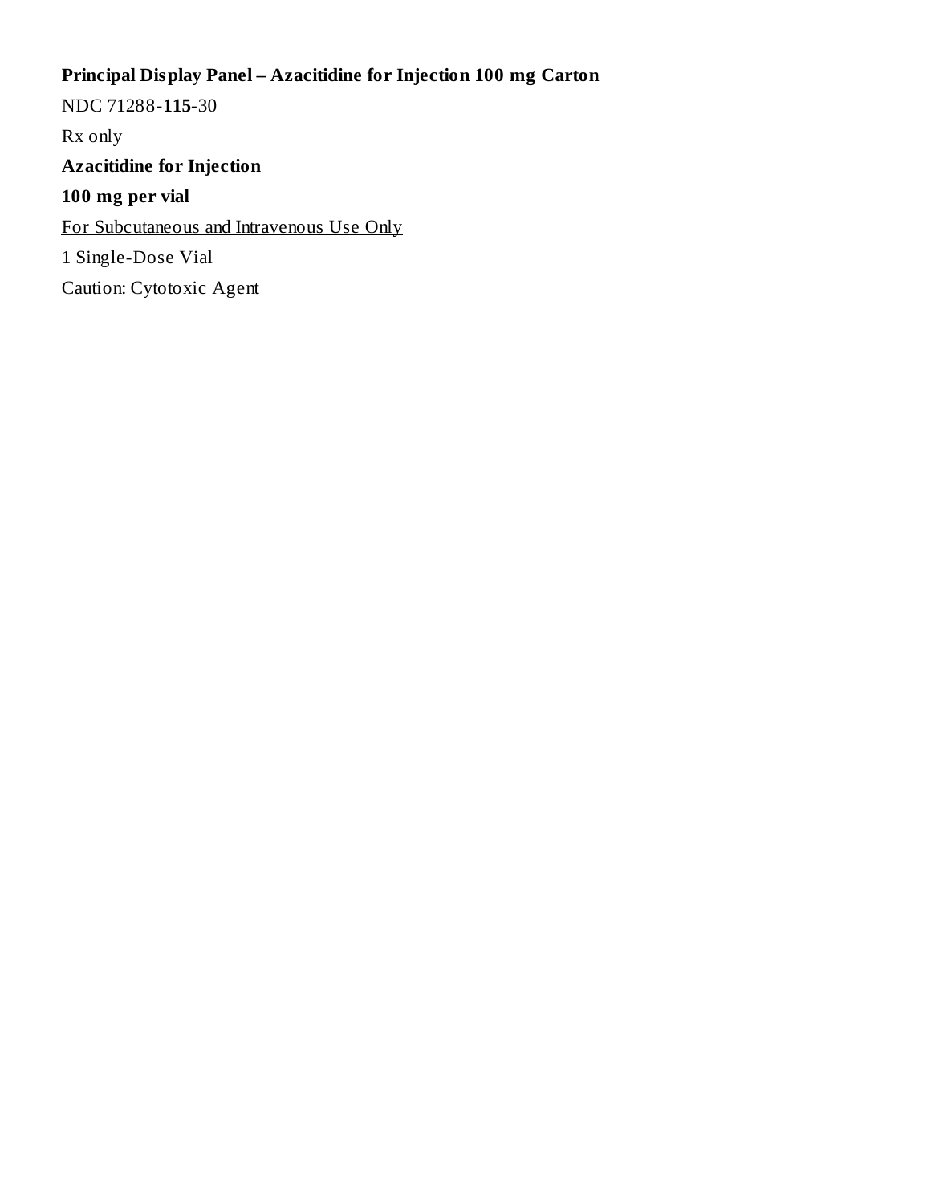**Principal Display Panel – Azacitidine for Injection 100 mg Carton**

NDC 71288-**115**-30

Rx only

**Azacitidine for Injection**

**100 mg per vial**

For Subcutaneous and Intravenous Use Only

1 Single-Dose Vial

Caution: Cytotoxic Agent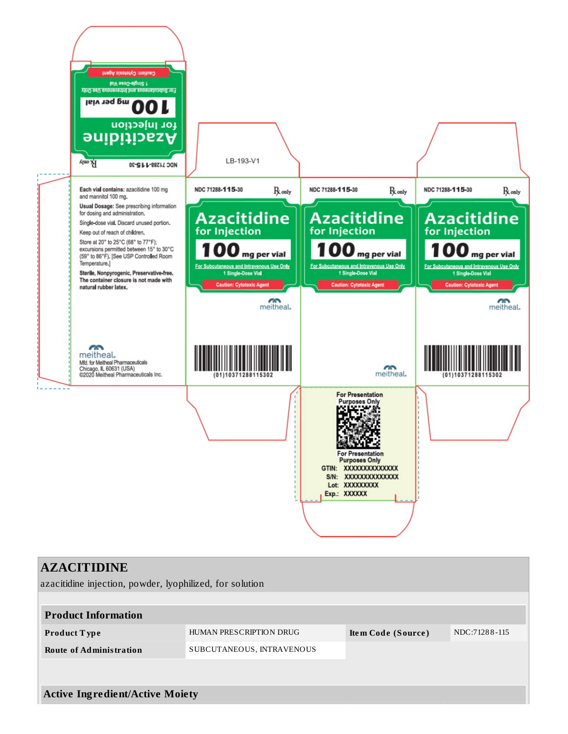Caution: Cytotoxic Agent

For Subcutaneous and Intravenous Use Only

1 Single-Dose Vial

**100** mg per vial

**Azacitidine** for Injection

NDC 71288-**115**-30 ℞ only

LB-193-V1

**Each vial contains:** azacitidine 100 mg and mannitol 100 mg.

**Usual Dosage:** See prescribing information for dosing and administration.

Single-dose vial. Discard unused portion.

Keep out of reach of children.

Store at 20° to 25°C (68° to 77°F); excursions permitted between 15° to 30°C (59° to 86°F). [See USP Controlled Room Temperature.]

**Sterile, Nonpyrogenic, Preservative-free. The container closure is not made with natural rubber latex.**

meitheal.
Mfd. for Meitheal Pharmaceuticals
Chicago, IL 60631 (USA)
©2020 Meitheal Pharmaceuticals Inc.

NDC 71288-**115**-30 ℞ only

**Azacitidine** for Injection

**100** mg per vial

For Subcutaneous and Intravenous Use Only

1 Single-Dose Vial

Caution: Cytotoxic Agent

meitheal.

(01)10371288115302

NDC 71288-**115**-30 ℞ only

**Azacitidine** for Injection

**100** mg per vial

For Subcutaneous and Intravenous Use Only

1 Single-Dose Vial

Caution: Cytotoxic Agent

meitheal.

NDC 71288-**115**-30 ℞ only

**Azacitidine** for Injection

**100** mg per vial

For Subcutaneous and Intravenous Use Only

1 Single-Dose Vial

Caution: Cytotoxic Agent

meitheal.

(01)10371288115302

For Presentation Purposes Only

For Presentation Purposes Only

GTIN: XXXXXXXXXXXXXX
S/N: XXXXXXXXXXXXXX
Lot: XXXXXXXXX
Exp.: XXXXXX

# AZACITIDINE

azacitidine injection, powder, lyophilized, for solution

| Product Information | | | |
|---|---|---|---|
| **Product Type** | HUMAN PRESCRIPTION DRUG | **Item Code (Source)** | NDC:71288-115 |
| **Route of Administration** | SUBCUTANEOUS, INTRAVENOUS | | |

## Active Ingredient/Active Moiety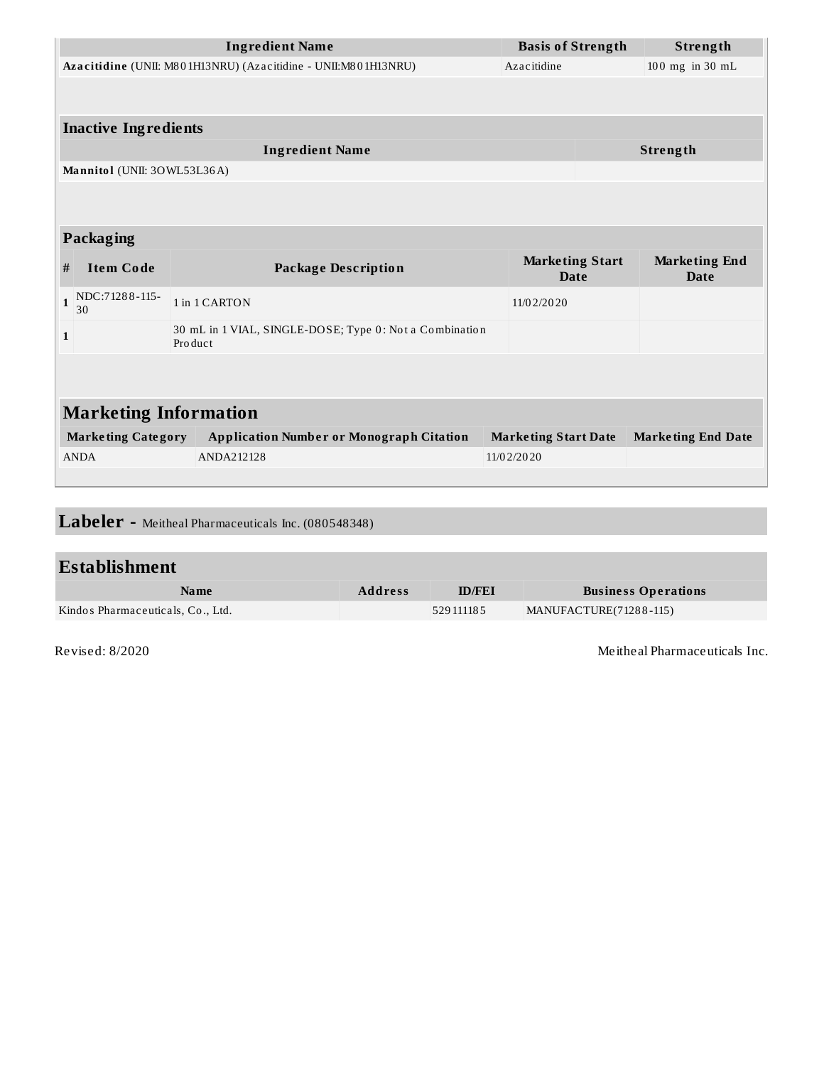| Ingredient Name | Basis of Strength | Strength |
|---|---|---|
| **Azacitidine** (UNII: M801H13NRU) (Azacitidine - UNII:M801H13NRU) | Azacitidine | 100 mg in 30 mL |

| Inactive Ingredients | |
|---|---|
| **Ingredient Name** | **Strength** |
| **Mannitol** (UNII: 3OWL53L36A) | |

| Packaging | | | | |
|---|---|---|---|---|
| **#** | **Item Code** | **Package Description** | **Marketing Start Date** | **Marketing End Date** |
| 1 | NDC:71288-115-30 | 1 in 1 CARTON | 11/02/2020 | |
| 1 | | 30 mL in 1 VIAL, SINGLE-DOSE; Type 0: Not a Combination Product | | |

| Marketing Information | | | |
|---|---|---|---|
| **Marketing Category** | **Application Number or Monograph Citation** | **Marketing Start Date** | **Marketing End Date** |
| ANDA | ANDA212128 | 11/02/2020 | |

## Labeler - Meitheal Pharmaceuticals Inc. (080548348)

| Establishment | | | |
|---|---|---|---|
| **Name** | **Address** | **ID/FEI** | **Business Operations** |
| Kindos Pharmaceuticals, Co., Ltd. | | 529111185 | MANUFACTURE(71288-115) |

Revised: 8/2020

Meitheal Pharmaceuticals Inc.